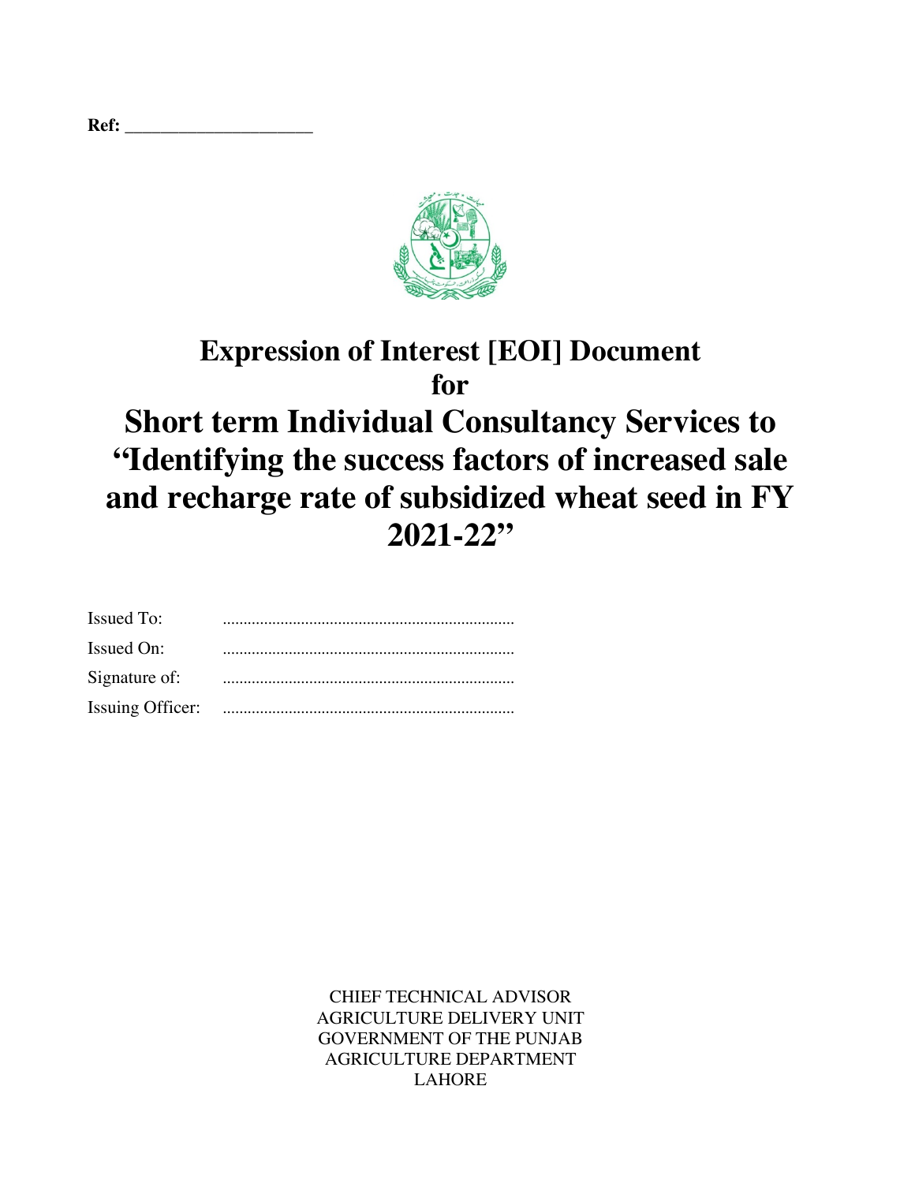**Ref:** _____________________

# Expression of Interest [EOI] Document for

# Short term Individual Consultancy Services to "Identifying the success factors of increased sale and recharge rate of subsidized wheat seed in FY 2021-22"

Issued To: ......................................................................

Issued On: ......................................................................

Signature of: ......................................................................

Issuing Officer: ......................................................................

CHIEF TECHNICAL ADVISOR
AGRICULTURE DELIVERY UNIT
GOVERNMENT OF THE PUNJAB
AGRICULTURE DEPARTMENT
LAHORE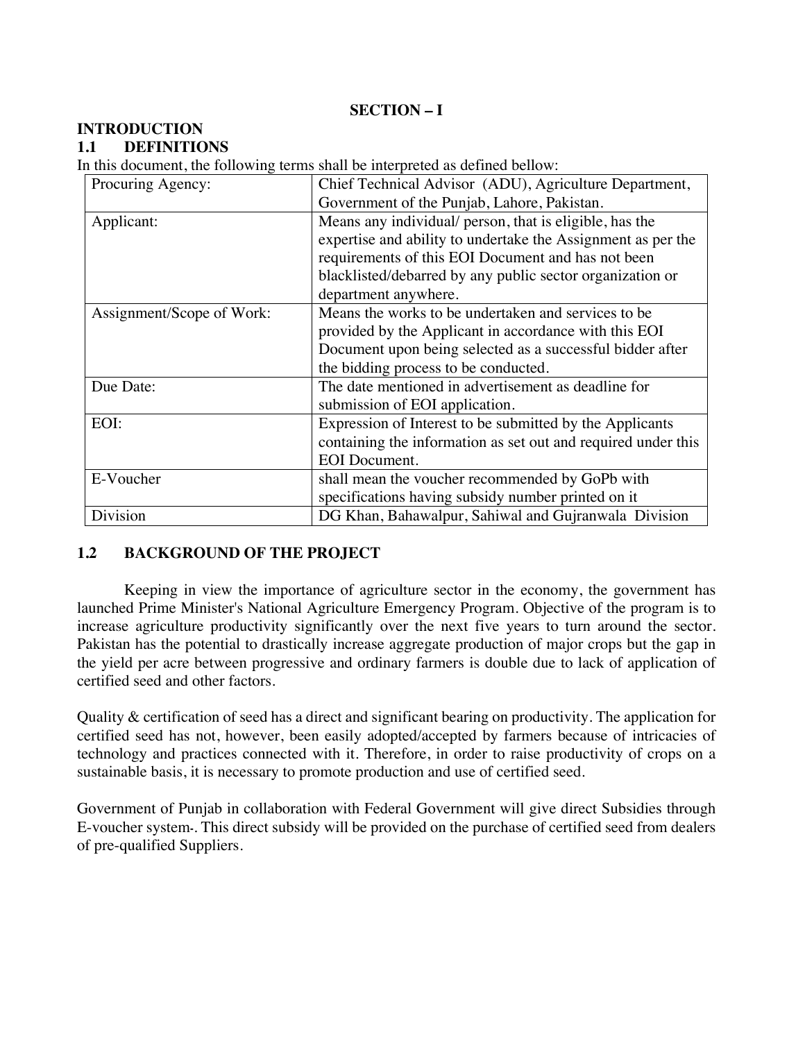**SECTION – I**

## INTRODUCTION

### 1.1 DEFINITIONS

In this document, the following terms shall be interpreted as defined bellow:

| | |
|---|---|
| Procuring Agency: | Chief Technical Advisor (ADU), Agriculture Department, Government of the Punjab, Lahore, Pakistan. |
| Applicant: | Means any individual/ person, that is eligible, has the expertise and ability to undertake the Assignment as per the requirements of this EOI Document and has not been blacklisted/debarred by any public sector organization or department anywhere. |
| Assignment/Scope of Work: | Means the works to be undertaken and services to be provided by the Applicant in accordance with this EOI Document upon being selected as a successful bidder after the bidding process to be conducted. |
| Due Date: | The date mentioned in advertisement as deadline for submission of EOI application. |
| EOI: | Expression of Interest to be submitted by the Applicants containing the information as set out and required under this EOI Document. |
| E-Voucher | shall mean the voucher recommended by GoPb with specifications having subsidy number printed on it |
| Division | DG Khan, Bahawalpur, Sahiwal and Gujranwala Division |

### 1.2 BACKGROUND OF THE PROJECT

Keeping in view the importance of agriculture sector in the economy, the government has launched Prime Minister's National Agriculture Emergency Program. Objective of the program is to increase agriculture productivity significantly over the next five years to turn around the sector. Pakistan has the potential to drastically increase aggregate production of major crops but the gap in the yield per acre between progressive and ordinary farmers is double due to lack of application of certified seed and other factors.

Quality & certification of seed has a direct and significant bearing on productivity. The application for certified seed has not, however, been easily adopted/accepted by farmers because of intricacies of technology and practices connected with it. Therefore, in order to raise productivity of crops on a sustainable basis, it is necessary to promote production and use of certified seed.

Government of Punjab in collaboration with Federal Government will give direct Subsidies through E-voucher system-. This direct subsidy will be provided on the purchase of certified seed from dealers of pre-qualified Suppliers.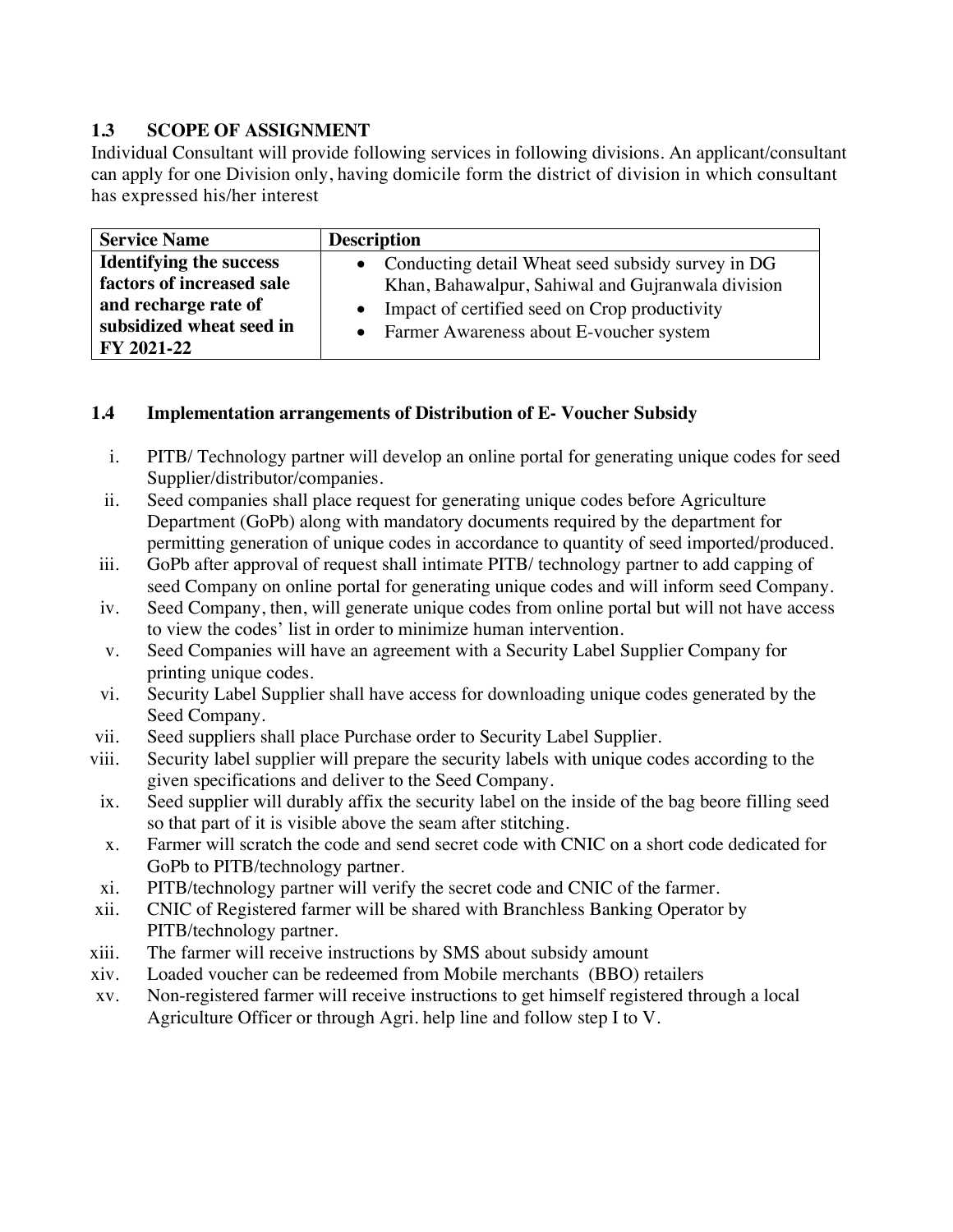## 1.3 SCOPE OF ASSIGNMENT

Individual Consultant will provide following services in following divisions. An applicant/consultant can apply for one Division only, having domicile form the district of division in which consultant has expressed his/her interest

| Service Name | Description |
|---|---|
| **Identifying the success factors of increased sale and recharge rate of subsidized wheat seed in FY 2021-22** | • Conducting detail Wheat seed subsidy survey in DG Khan, Bahawalpur, Sahiwal and Gujranwala division<br>• Impact of certified seed on Crop productivity<br>• Farmer Awareness about E-voucher system |

## 1.4 Implementation arrangements of Distribution of E- Voucher Subsidy

i. PITB/ Technology partner will develop an online portal for generating unique codes for seed Supplier/distributor/companies.

ii. Seed companies shall place request for generating unique codes before Agriculture Department (GoPb) along with mandatory documents required by the department for permitting generation of unique codes in accordance to quantity of seed imported/produced.

iii. GoPb after approval of request shall intimate PITB/ technology partner to add capping of seed Company on online portal for generating unique codes and will inform seed Company.

iv. Seed Company, then, will generate unique codes from online portal but will not have access to view the codes' list in order to minimize human intervention.

v. Seed Companies will have an agreement with a Security Label Supplier Company for printing unique codes.

vi. Security Label Supplier shall have access for downloading unique codes generated by the Seed Company.

vii. Seed suppliers shall place Purchase order to Security Label Supplier.

viii. Security label supplier will prepare the security labels with unique codes according to the given specifications and deliver to the Seed Company.

ix. Seed supplier will durably affix the security label on the inside of the bag beore filling seed so that part of it is visible above the seam after stitching.

x. Farmer will scratch the code and send secret code with CNIC on a short code dedicated for GoPb to PITB/technology partner.

xi. PITB/technology partner will verify the secret code and CNIC of the farmer.

xii. CNIC of Registered farmer will be shared with Branchless Banking Operator by PITB/technology partner.

xiii. The farmer will receive instructions by SMS about subsidy amount

xiv. Loaded voucher can be redeemed from Mobile merchants (BBO) retailers

xv. Non-registered farmer will receive instructions to get himself registered through a local Agriculture Officer or through Agri. help line and follow step I to V.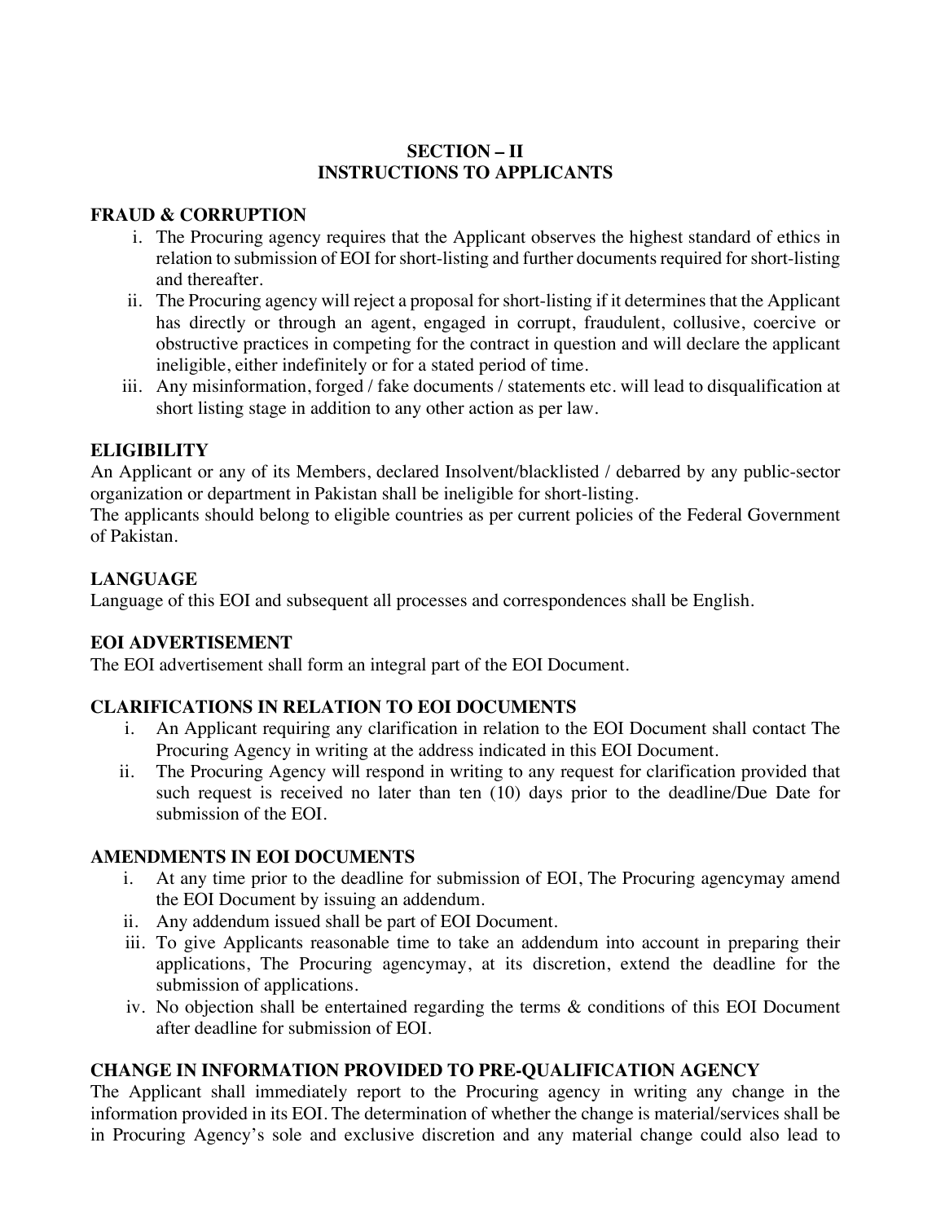## SECTION – II
## INSTRUCTIONS TO APPLICANTS

### FRAUD & CORRUPTION

i. The Procuring agency requires that the Applicant observes the highest standard of ethics in relation to submission of EOI for short-listing and further documents required for short-listing and thereafter.
ii. The Procuring agency will reject a proposal for short-listing if it determines that the Applicant has directly or through an agent, engaged in corrupt, fraudulent, collusive, coercive or obstructive practices in competing for the contract in question and will declare the applicant ineligible, either indefinitely or for a stated period of time.
iii. Any misinformation, forged / fake documents / statements etc. will lead to disqualification at short listing stage in addition to any other action as per law.

### ELIGIBILITY

An Applicant or any of its Members, declared Insolvent/blacklisted / debarred by any public-sector organization or department in Pakistan shall be ineligible for short-listing.
The applicants should belong to eligible countries as per current policies of the Federal Government of Pakistan.

### LANGUAGE

Language of this EOI and subsequent all processes and correspondences shall be English.

### EOI ADVERTISEMENT

The EOI advertisement shall form an integral part of the EOI Document.

### CLARIFICATIONS IN RELATION TO EOI DOCUMENTS

i. An Applicant requiring any clarification in relation to the EOI Document shall contact The Procuring Agency in writing at the address indicated in this EOI Document.
ii. The Procuring Agency will respond in writing to any request for clarification provided that such request is received no later than ten (10) days prior to the deadline/Due Date for submission of the EOI.

### AMENDMENTS IN EOI DOCUMENTS

i. At any time prior to the deadline for submission of EOI, The Procuring agencymay amend the EOI Document by issuing an addendum.
ii. Any addendum issued shall be part of EOI Document.
iii. To give Applicants reasonable time to take an addendum into account in preparing their applications, The Procuring agencymay, at its discretion, extend the deadline for the submission of applications.
iv. No objection shall be entertained regarding the terms & conditions of this EOI Document after deadline for submission of EOI.

### CHANGE IN INFORMATION PROVIDED TO PRE-QUALIFICATION AGENCY

The Applicant shall immediately report to the Procuring agency in writing any change in the information provided in its EOI. The determination of whether the change is material/services shall be in Procuring Agency's sole and exclusive discretion and any material change could also lead to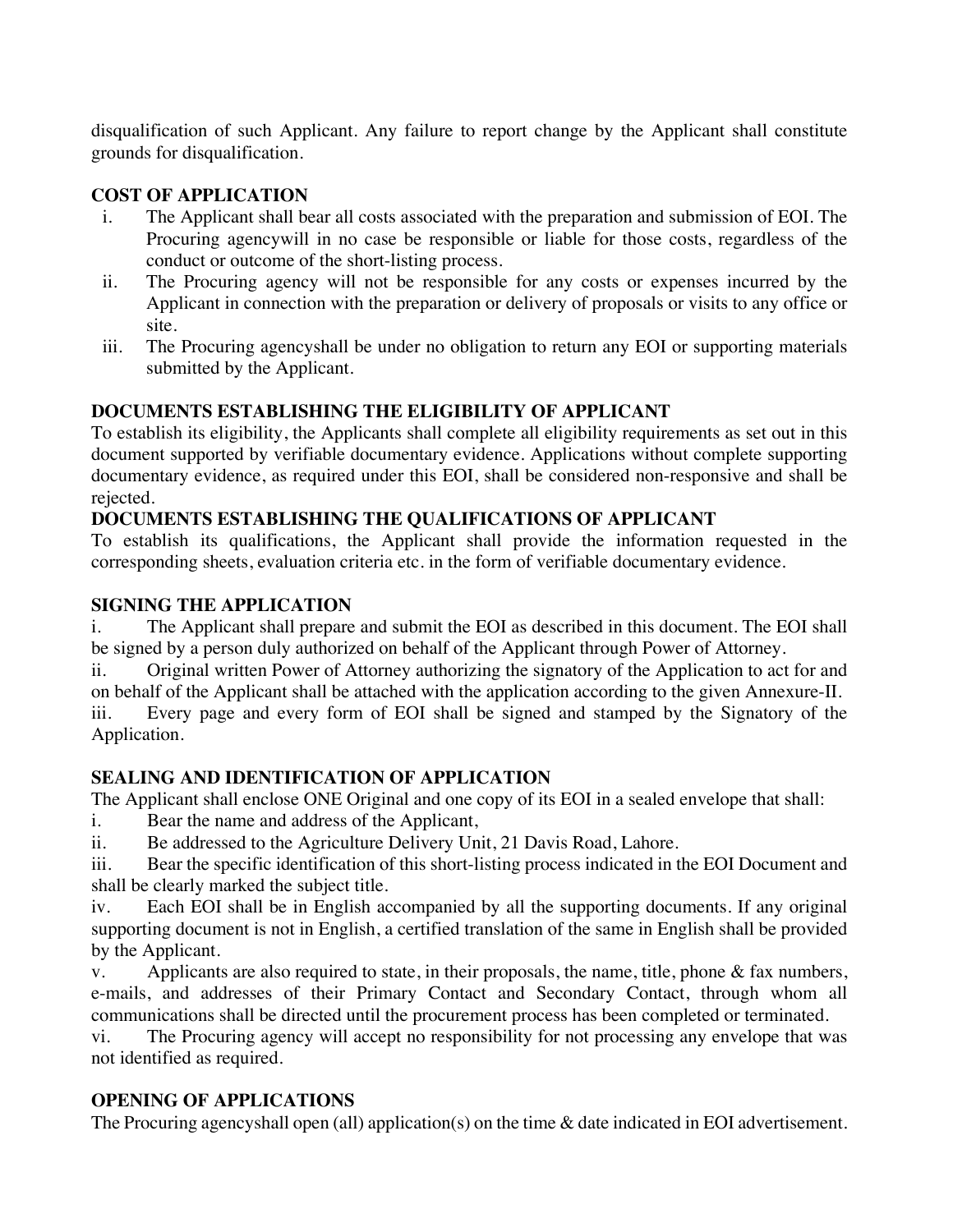disqualification of such Applicant. Any failure to report change by the Applicant shall constitute grounds for disqualification.

**COST OF APPLICATION**

i. The Applicant shall bear all costs associated with the preparation and submission of EOI. The Procuring agencywill in no case be responsible or liable for those costs, regardless of the conduct or outcome of the short-listing process.

ii. The Procuring agency will not be responsible for any costs or expenses incurred by the Applicant in connection with the preparation or delivery of proposals or visits to any office or site.

iii. The Procuring agencyshall be under no obligation to return any EOI or supporting materials submitted by the Applicant.

**DOCUMENTS ESTABLISHING THE ELIGIBILITY OF APPLICANT**

To establish its eligibility, the Applicants shall complete all eligibility requirements as set out in this document supported by verifiable documentary evidence. Applications without complete supporting documentary evidence, as required under this EOI, shall be considered non-responsive and shall be rejected.

**DOCUMENTS ESTABLISHING THE QUALIFICATIONS OF APPLICANT**

To establish its qualifications, the Applicant shall provide the information requested in the corresponding sheets, evaluation criteria etc. in the form of verifiable documentary evidence.

**SIGNING THE APPLICATION**

i. The Applicant shall prepare and submit the EOI as described in this document. The EOI shall be signed by a person duly authorized on behalf of the Applicant through Power of Attorney.

ii. Original written Power of Attorney authorizing the signatory of the Application to act for and on behalf of the Applicant shall be attached with the application according to the given Annexure-II.

iii. Every page and every form of EOI shall be signed and stamped by the Signatory of the Application.

**SEALING AND IDENTIFICATION OF APPLICATION**

The Applicant shall enclose ONE Original and one copy of its EOI in a sealed envelope that shall:

i. Bear the name and address of the Applicant,

ii. Be addressed to the Agriculture Delivery Unit, 21 Davis Road, Lahore.

iii. Bear the specific identification of this short-listing process indicated in the EOI Document and shall be clearly marked the subject title.

iv. Each EOI shall be in English accompanied by all the supporting documents. If any original supporting document is not in English, a certified translation of the same in English shall be provided by the Applicant.

v. Applicants are also required to state, in their proposals, the name, title, phone & fax numbers, e-mails, and addresses of their Primary Contact and Secondary Contact, through whom all communications shall be directed until the procurement process has been completed or terminated.

vi. The Procuring agency will accept no responsibility for not processing any envelope that was not identified as required.

**OPENING OF APPLICATIONS**

The Procuring agencyshall open (all) application(s) on the time & date indicated in EOI advertisement.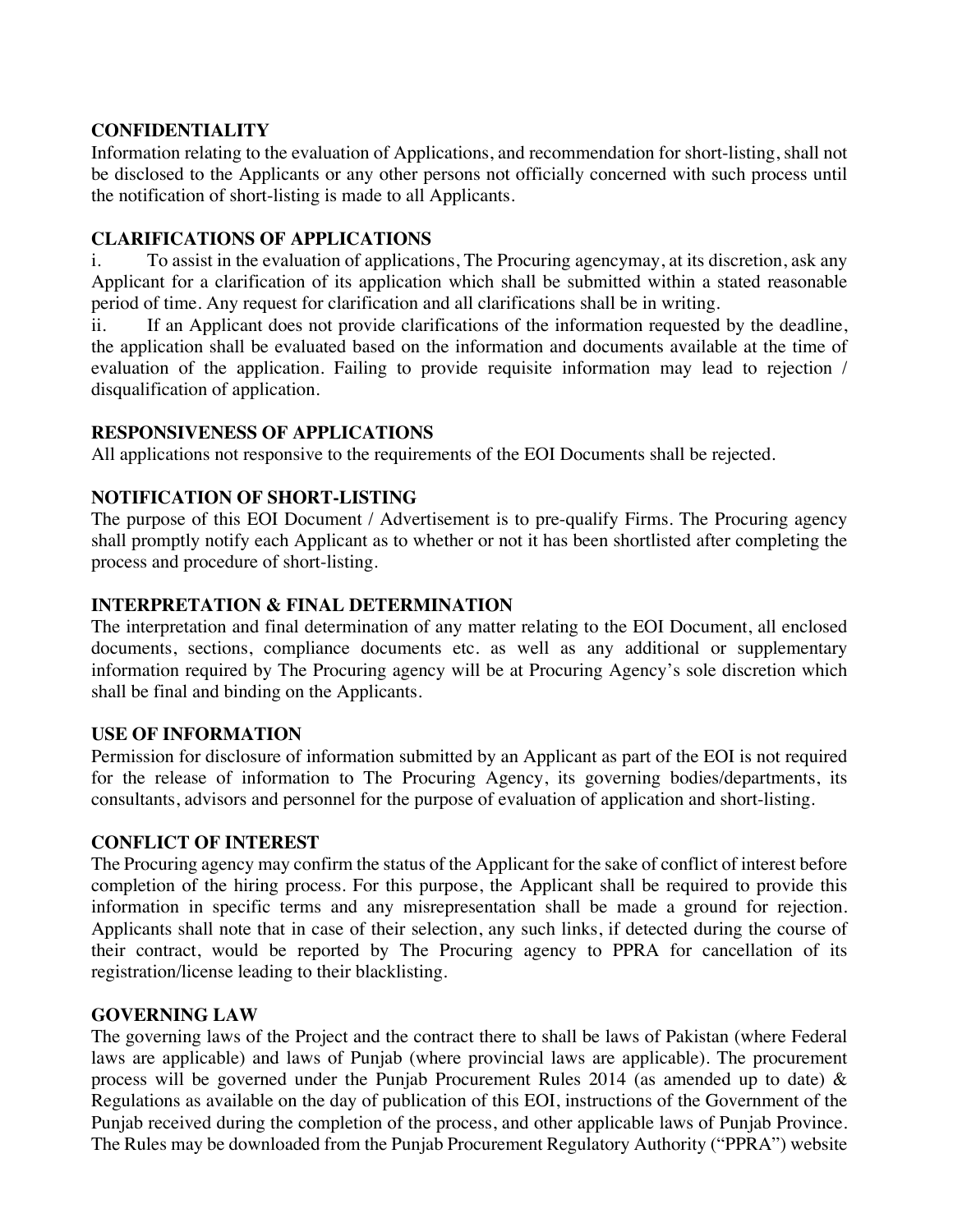## CONFIDENTIALITY

Information relating to the evaluation of Applications, and recommendation for short-listing, shall not be disclosed to the Applicants or any other persons not officially concerned with such process until the notification of short-listing is made to all Applicants.

## CLARIFICATIONS OF APPLICATIONS

i. To assist in the evaluation of applications, The Procuring agencymay, at its discretion, ask any Applicant for a clarification of its application which shall be submitted within a stated reasonable period of time. Any request for clarification and all clarifications shall be in writing.

ii. If an Applicant does not provide clarifications of the information requested by the deadline, the application shall be evaluated based on the information and documents available at the time of evaluation of the application. Failing to provide requisite information may lead to rejection / disqualification of application.

## RESPONSIVENESS OF APPLICATIONS

All applications not responsive to the requirements of the EOI Documents shall be rejected.

## NOTIFICATION OF SHORT-LISTING

The purpose of this EOI Document / Advertisement is to pre-qualify Firms. The Procuring agency shall promptly notify each Applicant as to whether or not it has been shortlisted after completing the process and procedure of short-listing.

## INTERPRETATION & FINAL DETERMINATION

The interpretation and final determination of any matter relating to the EOI Document, all enclosed documents, sections, compliance documents etc. as well as any additional or supplementary information required by The Procuring agency will be at Procuring Agency's sole discretion which shall be final and binding on the Applicants.

## USE OF INFORMATION

Permission for disclosure of information submitted by an Applicant as part of the EOI is not required for the release of information to The Procuring Agency, its governing bodies/departments, its consultants, advisors and personnel for the purpose of evaluation of application and short-listing.

## CONFLICT OF INTEREST

The Procuring agency may confirm the status of the Applicant for the sake of conflict of interest before completion of the hiring process. For this purpose, the Applicant shall be required to provide this information in specific terms and any misrepresentation shall be made a ground for rejection. Applicants shall note that in case of their selection, any such links, if detected during the course of their contract, would be reported by The Procuring agency to PPRA for cancellation of its registration/license leading to their blacklisting.

## GOVERNING LAW

The governing laws of the Project and the contract there to shall be laws of Pakistan (where Federal laws are applicable) and laws of Punjab (where provincial laws are applicable). The procurement process will be governed under the Punjab Procurement Rules 2014 (as amended up to date) & Regulations as available on the day of publication of this EOI, instructions of the Government of the Punjab received during the completion of the process, and other applicable laws of Punjab Province. The Rules may be downloaded from the Punjab Procurement Regulatory Authority ("PPRA") website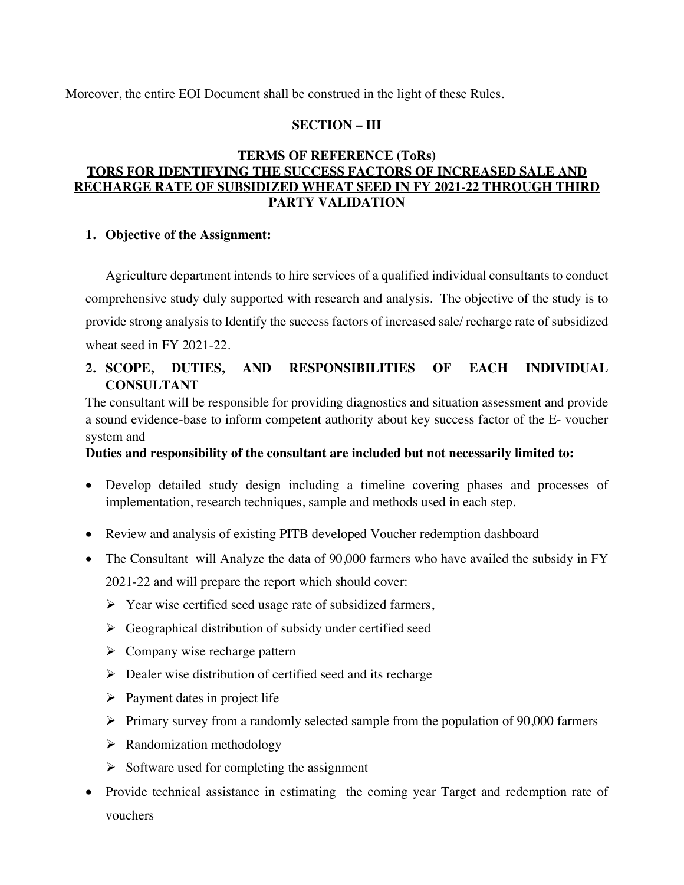Moreover, the entire EOI Document shall be construed in the light of these Rules.

## SECTION – III

## TERMS OF REFERENCE (ToRs)

## TORS FOR IDENTIFYING THE SUCCESS FACTORS OF INCREASED SALE AND RECHARGE RATE OF SUBSIDIZED WHEAT SEED IN FY 2021-22 THROUGH THIRD PARTY VALIDATION

### 1. Objective of the Assignment:

Agriculture department intends to hire services of a qualified individual consultants to conduct comprehensive study duly supported with research and analysis. The objective of the study is to provide strong analysis to Identify the success factors of increased sale/ recharge rate of subsidized wheat seed in FY 2021-22.

### 2. SCOPE, DUTIES, AND RESPONSIBILITIES OF EACH INDIVIDUAL CONSULTANT

The consultant will be responsible for providing diagnostics and situation assessment and provide a sound evidence-base to inform competent authority about key success factor of the E- voucher system and

**Duties and responsibility of the consultant are included but not necessarily limited to:**

- Develop detailed study design including a timeline covering phases and processes of implementation, research techniques, sample and methods used in each step.
- Review and analysis of existing PITB developed Voucher redemption dashboard
- The Consultant will Analyze the data of 90,000 farmers who have availed the subsidy in FY 2021-22 and will prepare the report which should cover:
  - Year wise certified seed usage rate of subsidized farmers,
  - Geographical distribution of subsidy under certified seed
  - Company wise recharge pattern
  - Dealer wise distribution of certified seed and its recharge
  - Payment dates in project life
  - Primary survey from a randomly selected sample from the population of 90,000 farmers
  - Randomization methodology
  - Software used for completing the assignment
- Provide technical assistance in estimating the coming year Target and redemption rate of vouchers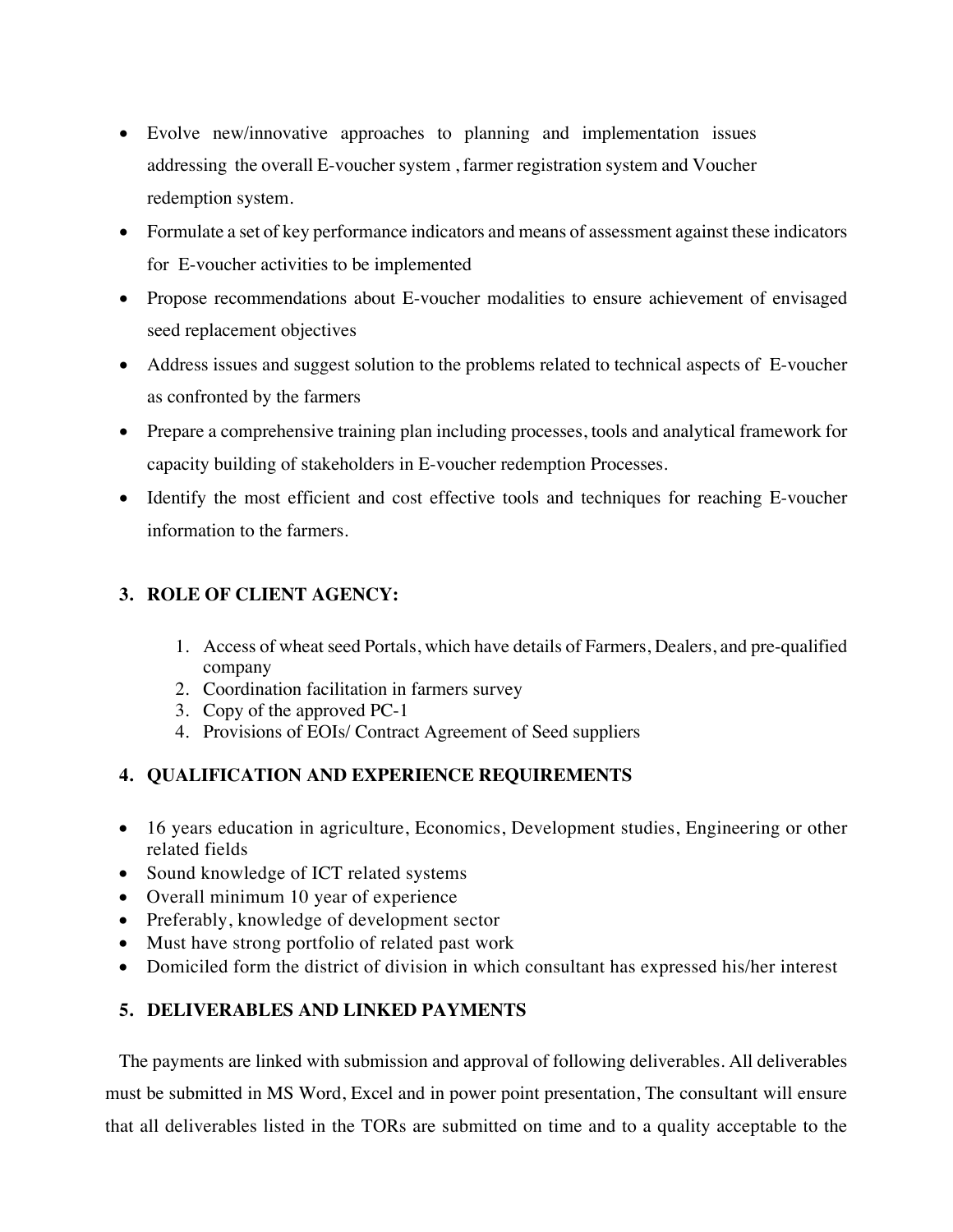- Evolve new/innovative approaches to planning and implementation issues addressing the overall E-voucher system , farmer registration system and Voucher redemption system.
- Formulate a set of key performance indicators and means of assessment against these indicators for E-voucher activities to be implemented
- Propose recommendations about E-voucher modalities to ensure achievement of envisaged seed replacement objectives
- Address issues and suggest solution to the problems related to technical aspects of E-voucher as confronted by the farmers
- Prepare a comprehensive training plan including processes, tools and analytical framework for capacity building of stakeholders in E-voucher redemption Processes.
- Identify the most efficient and cost effective tools and techniques for reaching E-voucher information to the farmers.

## 3. ROLE OF CLIENT AGENCY:

1. Access of wheat seed Portals, which have details of Farmers, Dealers, and pre-qualified company
2. Coordination facilitation in farmers survey
3. Copy of the approved PC-1
4. Provisions of EOIs/ Contract Agreement of Seed suppliers

## 4. QUALIFICATION AND EXPERIENCE REQUIREMENTS

- 16 years education in agriculture, Economics, Development studies, Engineering or other related fields
- Sound knowledge of ICT related systems
- Overall minimum 10 year of experience
- Preferably, knowledge of development sector
- Must have strong portfolio of related past work
- Domiciled form the district of division in which consultant has expressed his/her interest

## 5. DELIVERABLES AND LINKED PAYMENTS

The payments are linked with submission and approval of following deliverables. All deliverables must be submitted in MS Word, Excel and in power point presentation, The consultant will ensure that all deliverables listed in the TORs are submitted on time and to a quality acceptable to the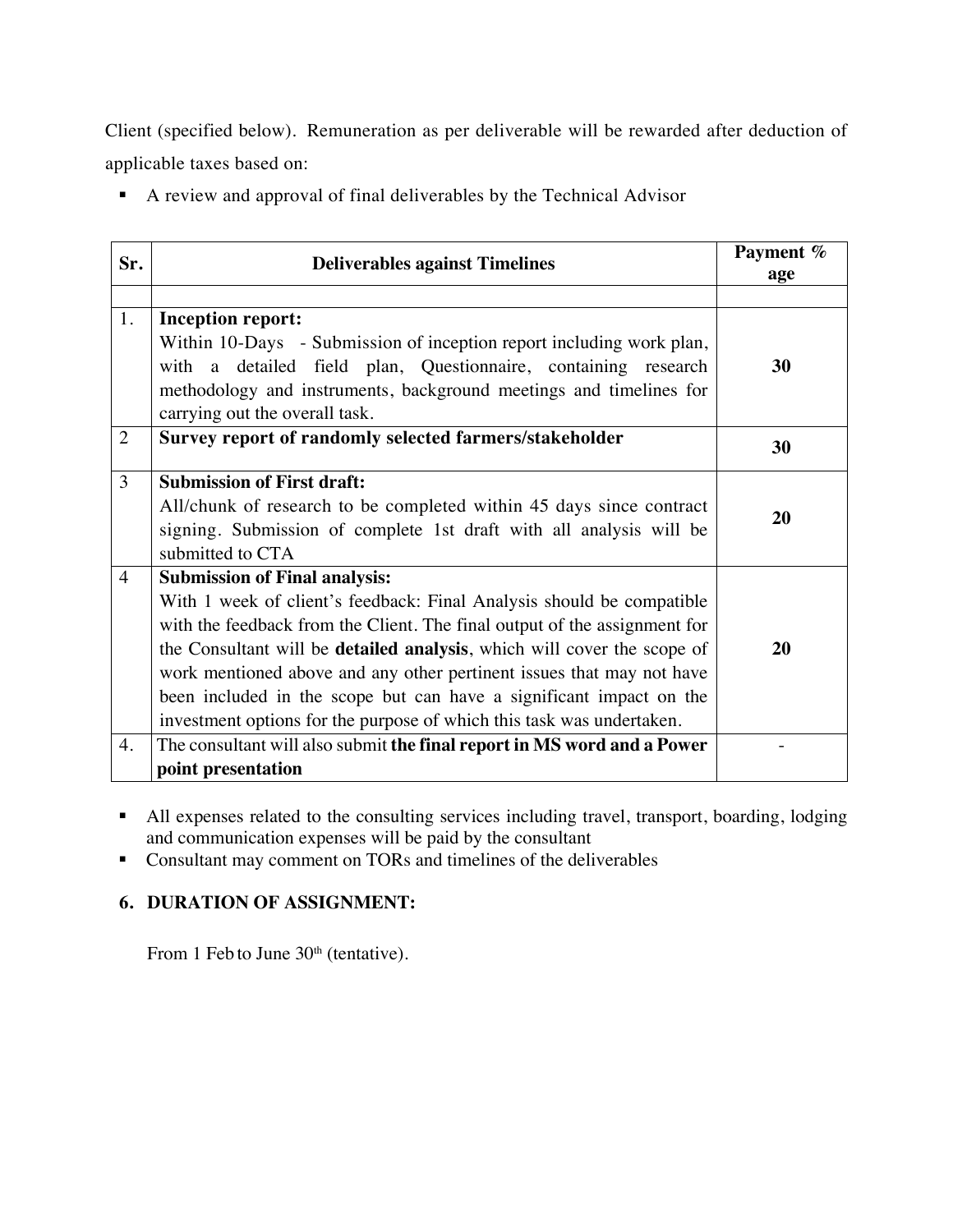Client (specified below). Remuneration as per deliverable will be rewarded after deduction of applicable taxes based on:

- A review and approval of final deliverables by the Technical Advisor

| Sr. | Deliverables against Timelines | Payment % age |
|---|---|---|
| | | |
| 1. | **Inception report:** Within 10-Days - Submission of inception report including work plan, with a detailed field plan, Questionnaire, containing research methodology and instruments, background meetings and timelines for carrying out the overall task. | **30** |
| 2 | **Survey report of randomly selected farmers/stakeholder** | **30** |
| 3 | **Submission of First draft:** All/chunk of research to be completed within 45 days since contract signing. Submission of complete 1st draft with all analysis will be submitted to CTA | **20** |
| 4 | **Submission of Final analysis:** With 1 week of client's feedback: Final Analysis should be compatible with the feedback from the Client. The final output of the assignment for the Consultant will be **detailed analysis**, which will cover the scope of work mentioned above and any other pertinent issues that may not have been included in the scope but can have a significant impact on the investment options for the purpose of which this task was undertaken. | **20** |
| 4. | The consultant will also submit **the final report in MS word and a Power point presentation** | - |

- All expenses related to the consulting services including travel, transport, boarding, lodging and communication expenses will be paid by the consultant
- Consultant may comment on TORs and timelines of the deliverables

## 6. DURATION OF ASSIGNMENT:

From 1 Feb to June 30th (tentative).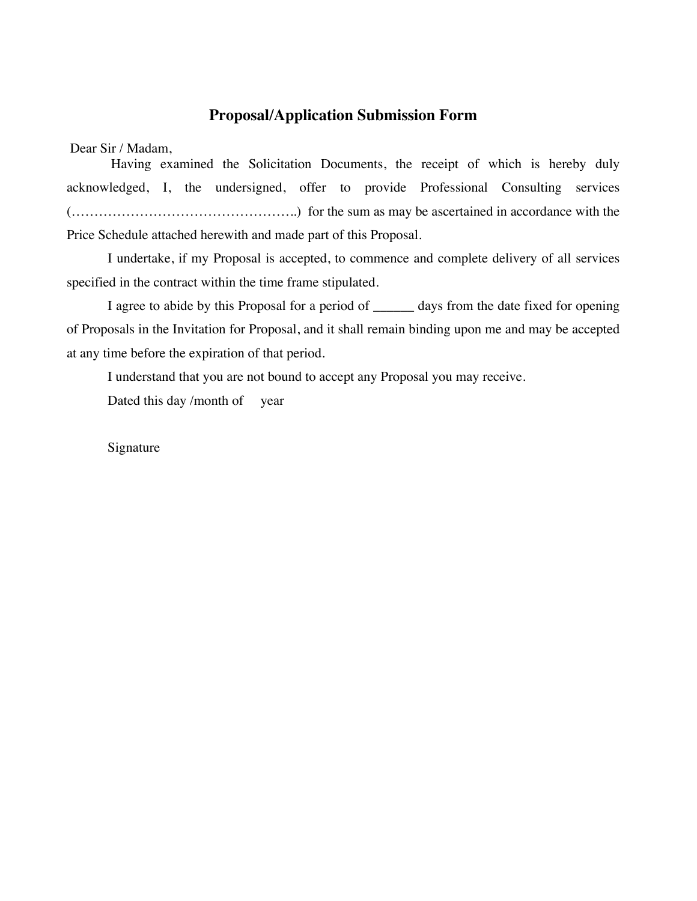## Proposal/Application Submission Form

Dear Sir / Madam,

Having examined the Solicitation Documents, the receipt of which is hereby duly acknowledged, I, the undersigned, offer to provide Professional Consulting services (…………………………………………..) for the sum as may be ascertained in accordance with the Price Schedule attached herewith and made part of this Proposal.

I undertake, if my Proposal is accepted, to commence and complete delivery of all services specified in the contract within the time frame stipulated.

I agree to abide by this Proposal for a period of ______ days from the date fixed for opening of Proposals in the Invitation for Proposal, and it shall remain binding upon me and may be accepted at any time before the expiration of that period.

I understand that you are not bound to accept any Proposal you may receive.

Dated this day /month of year

Signature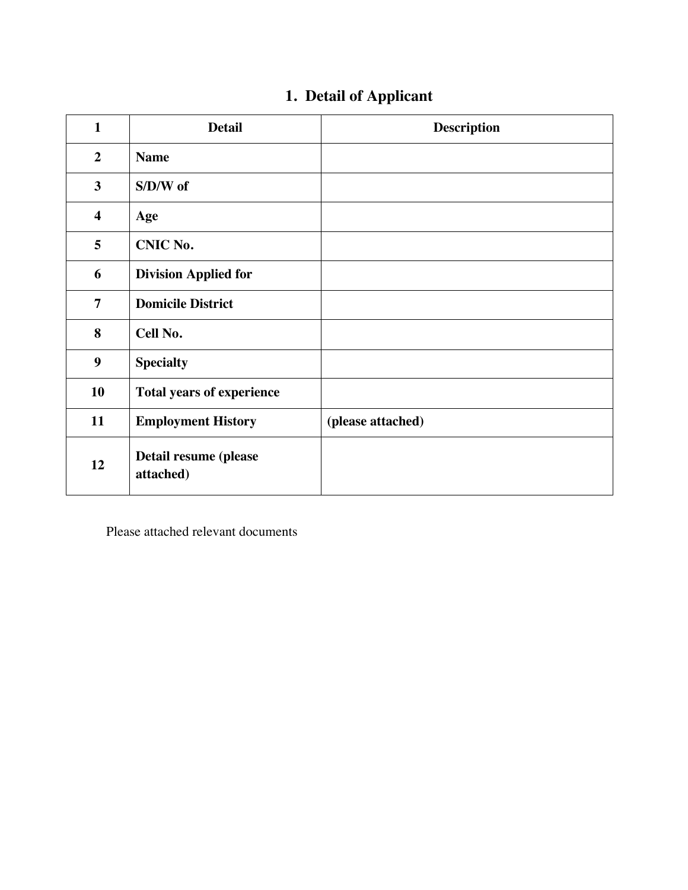## 1. Detail of Applicant

| 1 | Detail | Description |
|---|---|---|
| 2 | **Name** | |
| 3 | **S/D/W of** | |
| 4 | **Age** | |
| 5 | **CNIC No.** | |
| 6 | **Division Applied for** | |
| 7 | **Domicile District** | |
| 8 | **Cell No.** | |
| 9 | **Specialty** | |
| 10 | **Total years of experience** | |
| 11 | **Employment History** | **(please attached)** |
| 12 | **Detail resume (please attached)** | |

Please attached relevant documents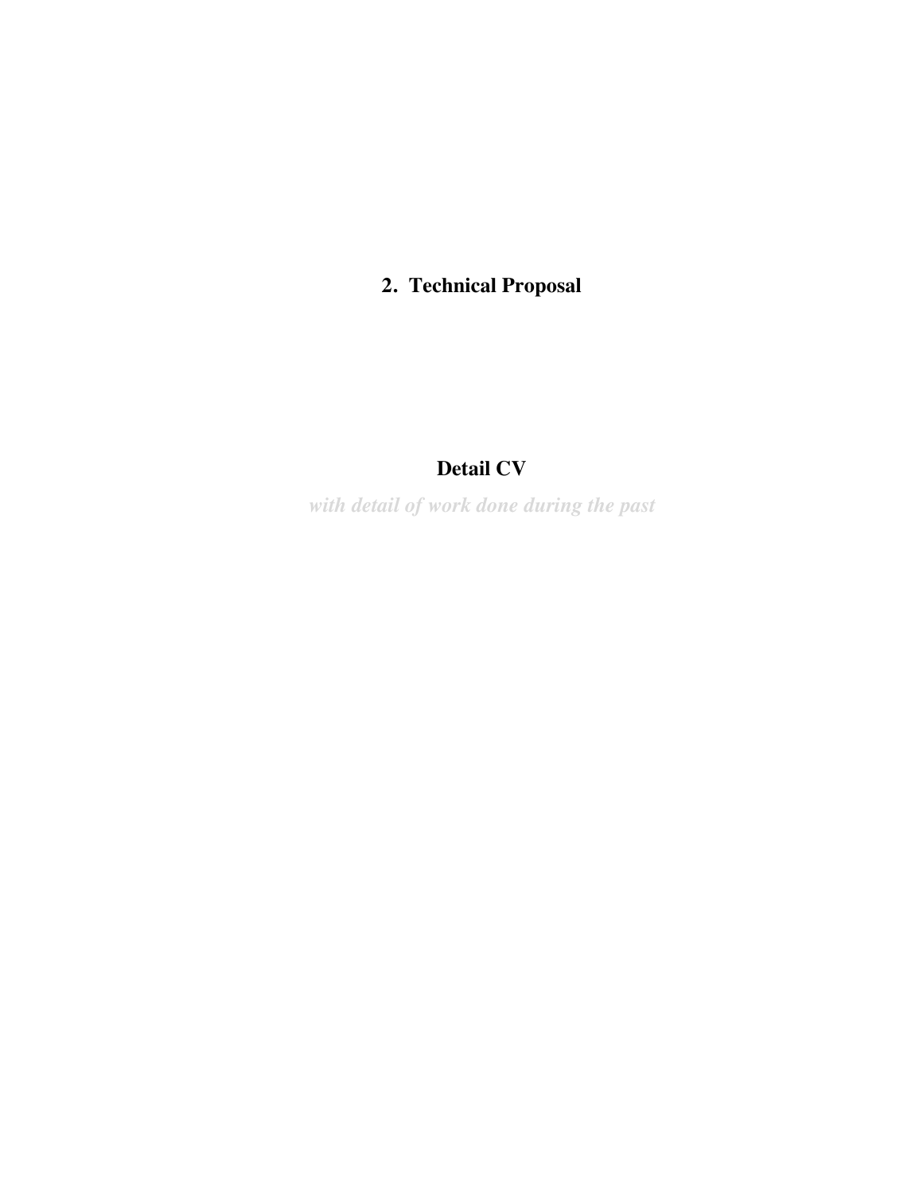# 2. Technical Proposal

## Detail CV

***with detail of work done during the past***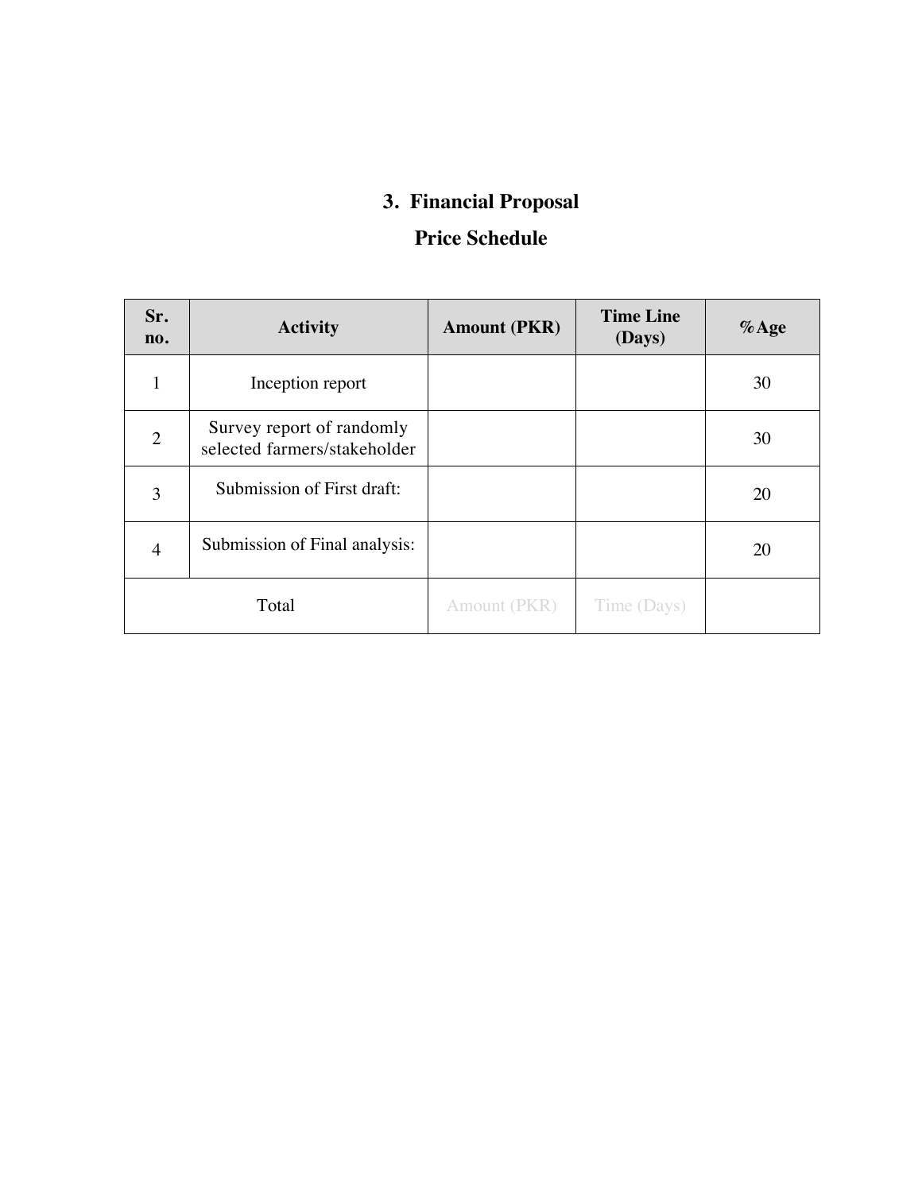## 3. Financial Proposal

### Price Schedule

| Sr. no. | Activity | Amount (PKR) | Time Line (Days) | %Age |
|---|---|---|---|---|
| 1 | Inception report | | | 30 |
| 2 | Survey report of randomly selected farmers/stakeholder | | | 30 |
| 3 | Submission of First draft: | | | 20 |
| 4 | Submission of Final analysis: | | | 20 |
| Total | | Amount (PKR) | Time (Days) | |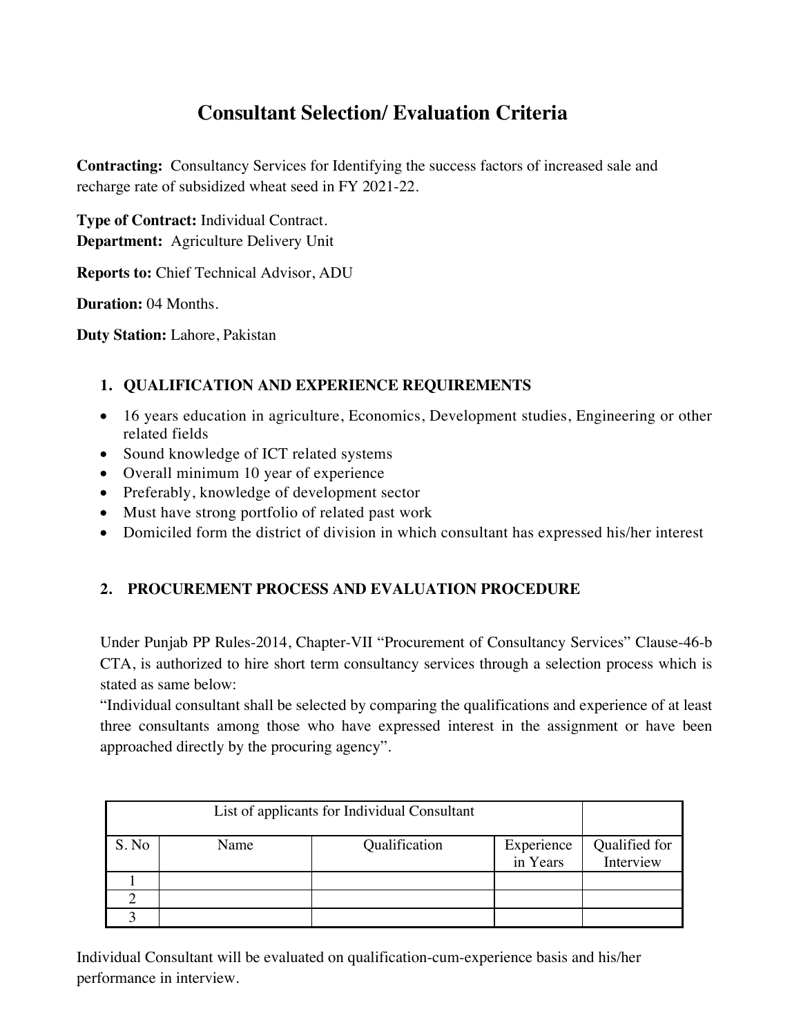# Consultant Selection/ Evaluation Criteria

**Contracting:** Consultancy Services for Identifying the success factors of increased sale and recharge rate of subsidized wheat seed in FY 2021-22.

**Type of Contract:** Individual Contract.
**Department:** Agriculture Delivery Unit

**Reports to:** Chief Technical Advisor, ADU

**Duration:** 04 Months.

**Duty Station:** Lahore, Pakistan

## 1. QUALIFICATION AND EXPERIENCE REQUIREMENTS

- 16 years education in agriculture, Economics, Development studies, Engineering or other related fields
- Sound knowledge of ICT related systems
- Overall minimum 10 year of experience
- Preferably, knowledge of development sector
- Must have strong portfolio of related past work
- Domiciled form the district of division in which consultant has expressed his/her interest

## 2. PROCUREMENT PROCESS AND EVALUATION PROCEDURE

Under Punjab PP Rules-2014, Chapter-VII "Procurement of Consultancy Services" Clause-46-b CTA, is authorized to hire short term consultancy services through a selection process which is stated as same below:
"Individual consultant shall be selected by comparing the qualifications and experience of at least three consultants among those who have expressed interest in the assignment or have been approached directly by the procuring agency".

| List of applicants for Individual Consultant | | | | |
|---|---|---|---|---|
| S. No | Name | Qualification | Experience in Years | Qualified for Interview |
| 1 | | | | |
| 2 | | | | |
| 3 | | | | |

Individual Consultant will be evaluated on qualification-cum-experience basis and his/her performance in interview.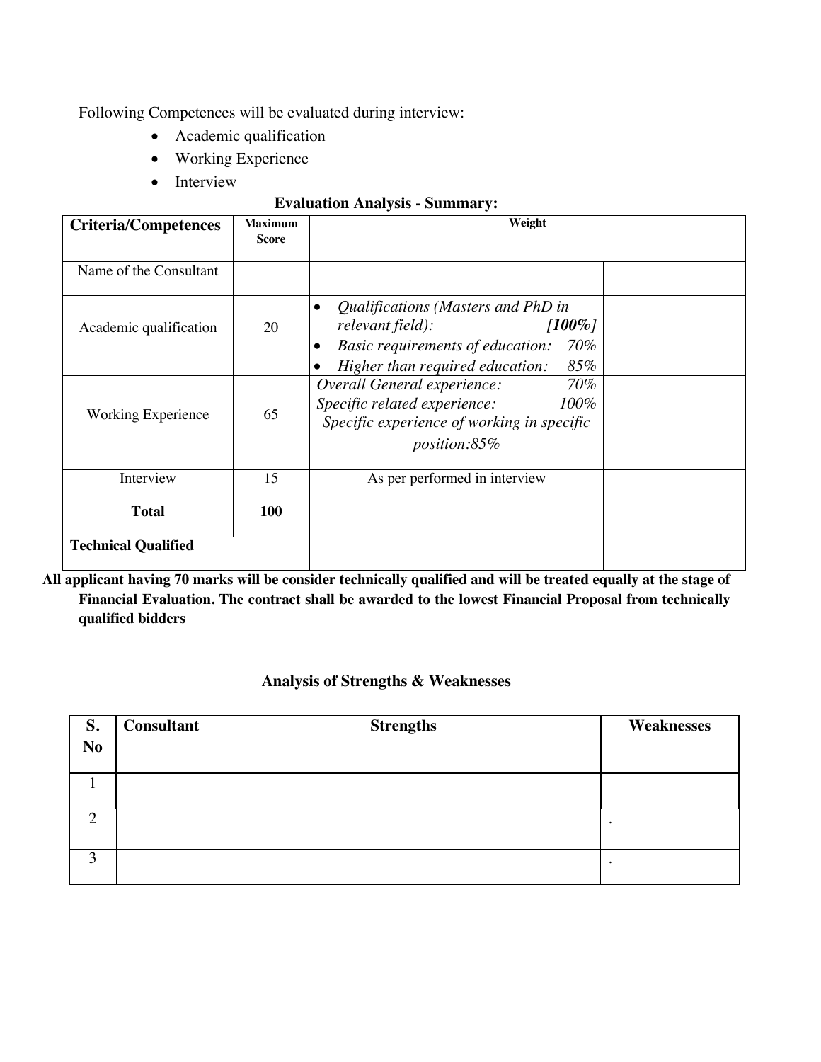Following Competences will be evaluated during interview:

- Academic qualification
- Working Experience
- Interview

**Evaluation Analysis - Summary:**

| Criteria/Competences | Maximum Score | Weight | | |
|---|---|---|---|---|
| Name of the Consultant | | | | |
| Academic qualification | 20 | • *Qualifications (Masters and PhD in relevant field): [**100%**]*<br>• *Basic requirements of education: 70%*<br>• *Higher than required education: 85%* | | |
| Working Experience | 65 | *Overall General experience: 70%*<br>*Specific related experience: 100%*<br>*Specific experience of working in specific position:85%* | | |
| Interview | 15 | As per performed in interview | | |
| **Total** | **100** | | | |
| **Technical Qualified** | | | | |

**All applicant having 70 marks will be consider technically qualified and will be treated equally at the stage of Financial Evaluation. The contract shall be awarded to the lowest Financial Proposal from technically qualified bidders**

**Analysis of Strengths & Weaknesses**

| S. No | Consultant | Strengths | Weaknesses |
|---|---|---|---|
| 1 | | | |
| 2 | | | . |
| 3 | | | . |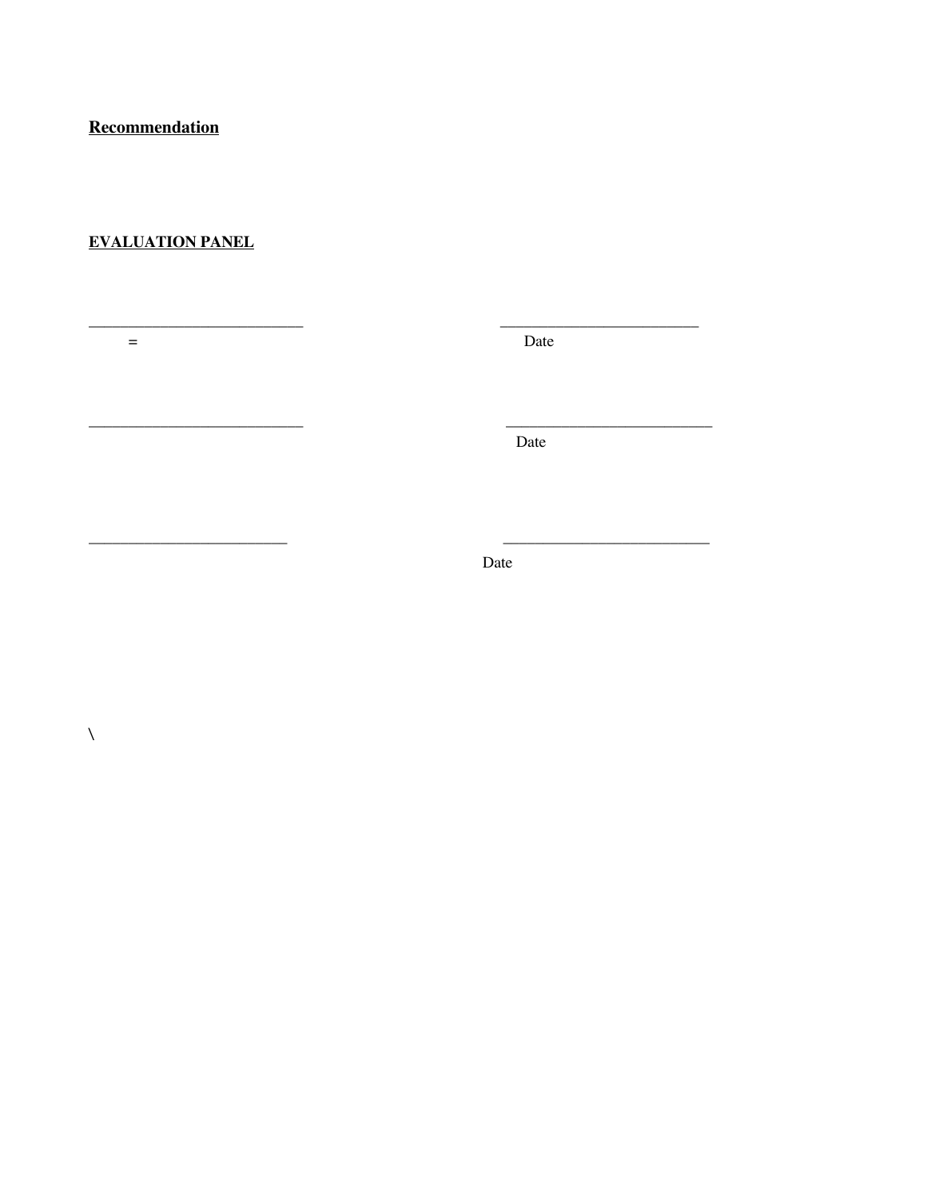**Recommendation**

**EVALUATION PANEL**

___________________________                    _________________________
=                                                                  Date

___________________________                    __________________________
                                                                   Date

_________________________                      __________________________
                                                                   Date

\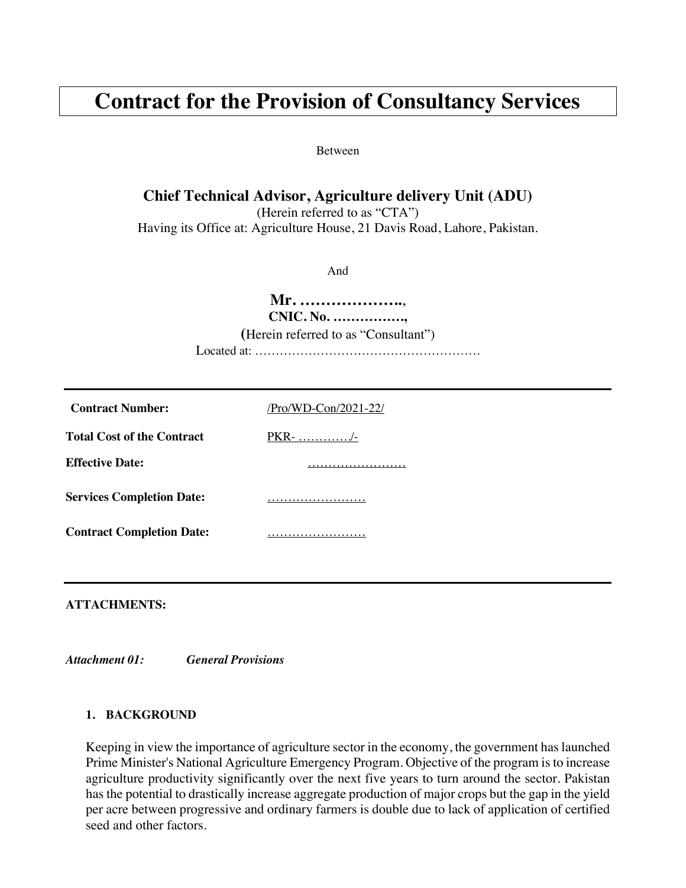# Contract for the Provision of Consultancy Services

Between

**Chief Technical Advisor, Agriculture delivery Unit (ADU)**

(Herein referred to as “CTA”)

Having its Office at: Agriculture House, 21 Davis Road, Lahore, Pakistan.

And

**Mr. ………………..,**

**CNIC. No. …………….,**

(Herein referred to as “Consultant”)

Located at: ………………………………………………

| | |
|---|---|
| **Contract Number:** | /Pro/WD-Con/2021-22/ |
| **Total Cost of the Contract** | PKR- …………./- |
| **Effective Date:** | …………………… |
| **Services Completion Date:** | …………………… |
| **Contract Completion Date:** | …………………… |

**ATTACHMENTS:**

***Attachment 01:*** ***General Provisions***

**1. BACKGROUND**

Keeping in view the importance of agriculture sector in the economy, the government has launched Prime Minister's National Agriculture Emergency Program. Objective of the program is to increase agriculture productivity significantly over the next five years to turn around the sector. Pakistan has the potential to drastically increase aggregate production of major crops but the gap in the yield per acre between progressive and ordinary farmers is double due to lack of application of certified seed and other factors.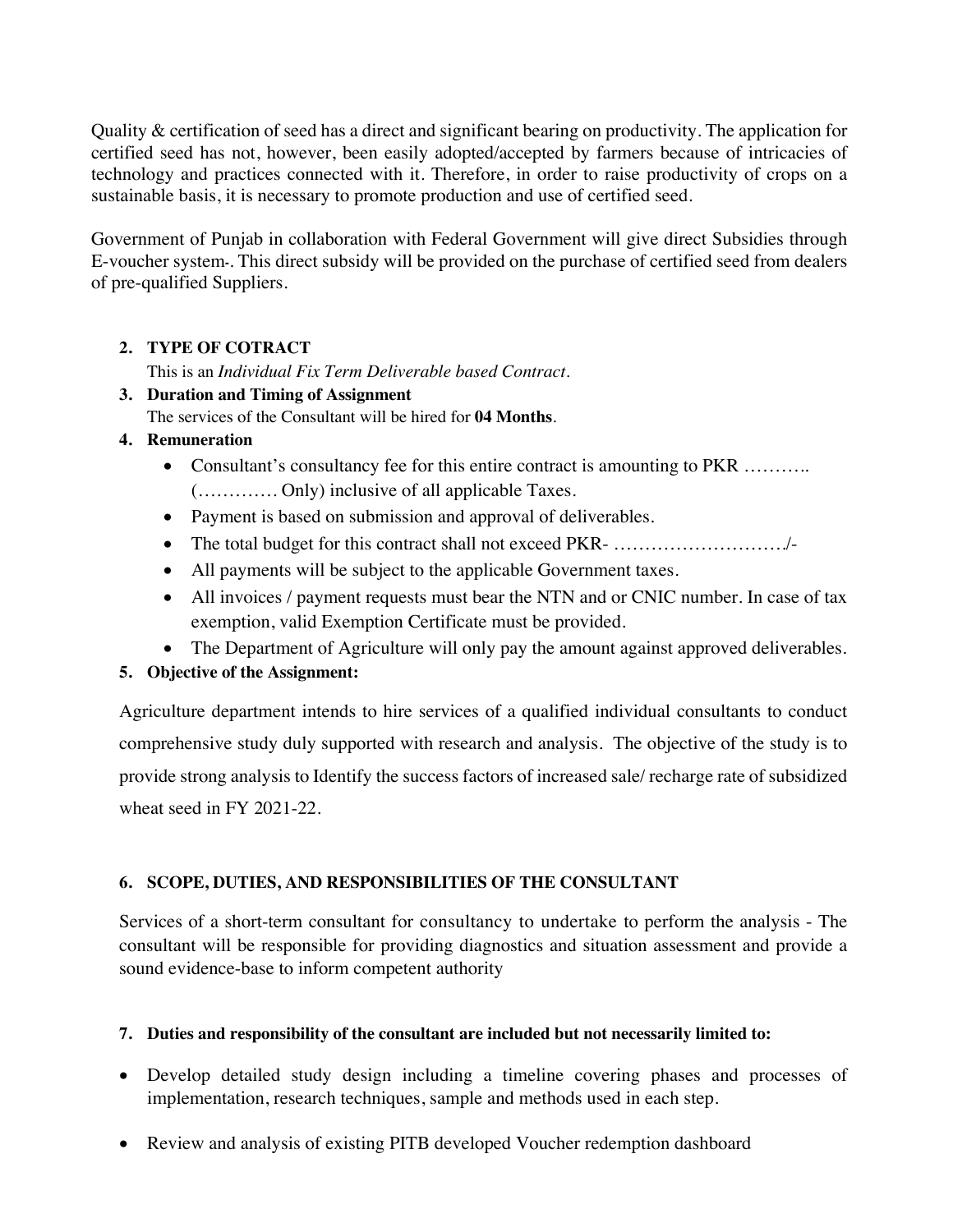Quality & certification of seed has a direct and significant bearing on productivity. The application for certified seed has not, however, been easily adopted/accepted by farmers because of intricacies of technology and practices connected with it. Therefore, in order to raise productivity of crops on a sustainable basis, it is necessary to promote production and use of certified seed.

Government of Punjab in collaboration with Federal Government will give direct Subsidies through E-voucher system-. This direct subsidy will be provided on the purchase of certified seed from dealers of pre-qualified Suppliers.

2. **TYPE OF COTRACT**
   This is an *Individual Fix Term Deliverable based Contract*.
3. **Duration and Timing of Assignment**
   The services of the Consultant will be hired for **04 Months**.
4. **Remuneration**
   - Consultant's consultancy fee for this entire contract is amounting to PKR ……….. (…………. Only) inclusive of all applicable Taxes.
   - Payment is based on submission and approval of deliverables.
   - The total budget for this contract shall not exceed PKR- ………………………./-
   - All payments will be subject to the applicable Government taxes.
   - All invoices / payment requests must bear the NTN and or CNIC number. In case of tax exemption, valid Exemption Certificate must be provided.
   - The Department of Agriculture will only pay the amount against approved deliverables.
5. **Objective of the Assignment:**

Agriculture department intends to hire services of a qualified individual consultants to conduct comprehensive study duly supported with research and analysis. The objective of the study is to provide strong analysis to Identify the success factors of increased sale/ recharge rate of subsidized wheat seed in FY 2021-22.

6. **SCOPE, DUTIES, AND RESPONSIBILITIES OF THE CONSULTANT**

Services of a short-term consultant for consultancy to undertake to perform the analysis - The consultant will be responsible for providing diagnostics and situation assessment and provide a sound evidence-base to inform competent authority

7. **Duties and responsibility of the consultant are included but not necessarily limited to:**

- Develop detailed study design including a timeline covering phases and processes of implementation, research techniques, sample and methods used in each step.
- Review and analysis of existing PITB developed Voucher redemption dashboard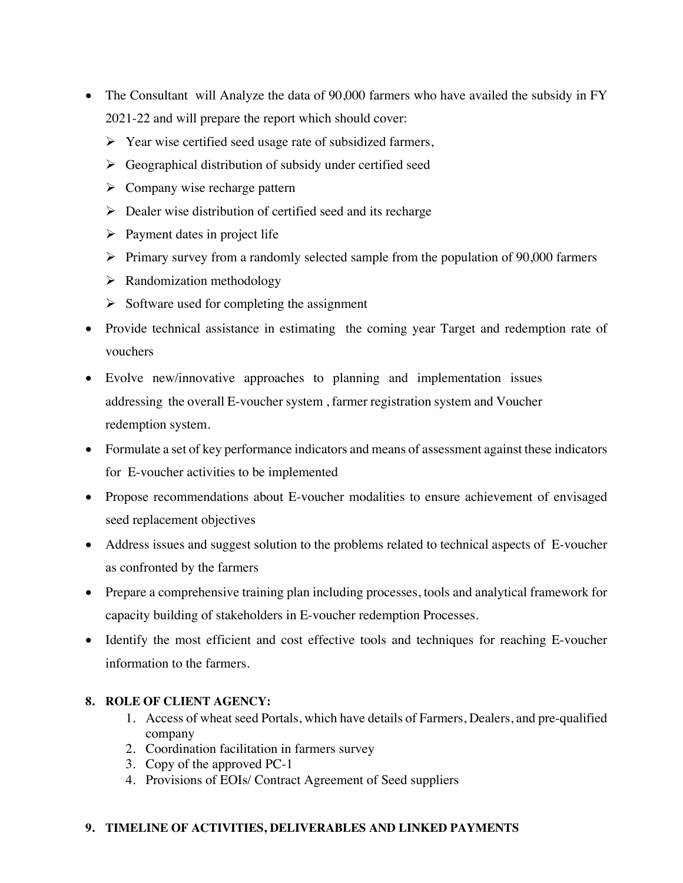- The Consultant will Analyze the data of 90,000 farmers who have availed the subsidy in FY 2021-22 and will prepare the report which should cover:
  - Year wise certified seed usage rate of subsidized farmers,
  - Geographical distribution of subsidy under certified seed
  - Company wise recharge pattern
  - Dealer wise distribution of certified seed and its recharge
  - Payment dates in project life
  - Primary survey from a randomly selected sample from the population of 90,000 farmers
  - Randomization methodology
  - Software used for completing the assignment
- Provide technical assistance in estimating the coming year Target and redemption rate of vouchers
- Evolve new/innovative approaches to planning and implementation issues addressing the overall E-voucher system , farmer registration system and Voucher redemption system.
- Formulate a set of key performance indicators and means of assessment against these indicators for E-voucher activities to be implemented
- Propose recommendations about E-voucher modalities to ensure achievement of envisaged seed replacement objectives
- Address issues and suggest solution to the problems related to technical aspects of E-voucher as confronted by the farmers
- Prepare a comprehensive training plan including processes, tools and analytical framework for capacity building of stakeholders in E-voucher redemption Processes.
- Identify the most efficient and cost effective tools and techniques for reaching E-voucher information to the farmers.

## 8. ROLE OF CLIENT AGENCY:

1. Access of wheat seed Portals, which have details of Farmers, Dealers, and pre-qualified company
2. Coordination facilitation in farmers survey
3. Copy of the approved PC-1
4. Provisions of EOIs/ Contract Agreement of Seed suppliers

## 9. TIMELINE OF ACTIVITIES, DELIVERABLES AND LINKED PAYMENTS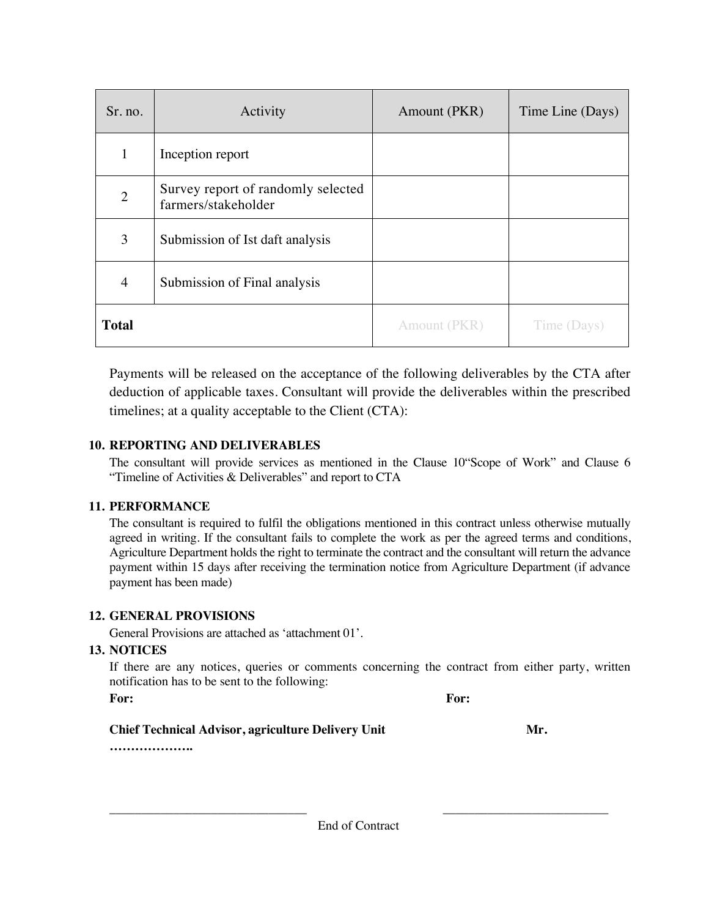| Sr. no. | Activity | Amount (PKR) | Time Line (Days) |
|---|---|---|---|
| 1 | Inception report | | |
| 2 | Survey report of randomly selected farmers/stakeholder | | |
| 3 | Submission of Ist daft analysis | | |
| 4 | Submission of Final analysis | | |
| **Total** | | Amount (PKR) | Time (Days) |

Payments will be released on the acceptance of the following deliverables by the CTA after deduction of applicable taxes. Consultant will provide the deliverables within the prescribed timelines; at a quality acceptable to the Client (CTA):

**10. REPORTING AND DELIVERABLES**

The consultant will provide services as mentioned in the Clause 10"Scope of Work" and Clause 6 "Timeline of Activities & Deliverables" and report to CTA

**11. PERFORMANCE**

The consultant is required to fulfil the obligations mentioned in this contract unless otherwise mutually agreed in writing. If the consultant fails to complete the work as per the agreed terms and conditions, Agriculture Department holds the right to terminate the contract and the consultant will return the advance payment within 15 days after receiving the termination notice from Agriculture Department (if advance payment has been made)

**12. GENERAL PROVISIONS**

General Provisions are attached as 'attachment 01'.

**13. NOTICES**

If there are any notices, queries or comments concerning the contract from either party, written notification has to be sent to the following:

**For:** **For:**

**Chief Technical Advisor, agriculture Delivery Unit** **Mr. ………………..**

\_\_\_\_\_\_\_\_\_\_\_\_\_\_\_\_\_\_\_\_\_\_\_\_\_\_\_\_\_\_ \_\_\_\_\_\_\_\_\_\_\_\_\_\_\_\_\_\_\_\_\_\_\_\_\_\_

End of Contract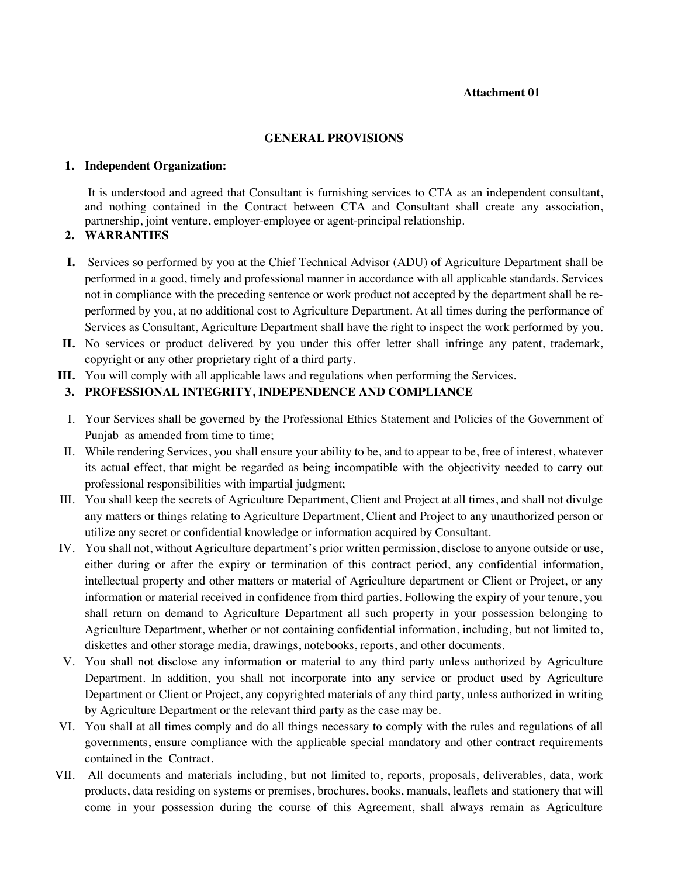**Attachment 01**

## GENERAL PROVISIONS

1. **Independent Organization:**

   It is understood and agreed that Consultant is furnishing services to CTA as an independent consultant, and nothing contained in the Contract between CTA and Consultant shall create any association, partnership, joint venture, employer-employee or agent-principal relationship.

2. **WARRANTIES**

   I. Services so performed by you at the Chief Technical Advisor (ADU) of Agriculture Department shall be performed in a good, timely and professional manner in accordance with all applicable standards. Services not in compliance with the preceding sentence or work product not accepted by the department shall be re-performed by you, at no additional cost to Agriculture Department. At all times during the performance of Services as Consultant, Agriculture Department shall have the right to inspect the work performed by you.

   II. No services or product delivered by you under this offer letter shall infringe any patent, trademark, copyright or any other proprietary right of a third party.

   III. You will comply with all applicable laws and regulations when performing the Services.

3. **PROFESSIONAL INTEGRITY, INDEPENDENCE AND COMPLIANCE**

   I. Your Services shall be governed by the Professional Ethics Statement and Policies of the Government of Punjab as amended from time to time;

   II. While rendering Services, you shall ensure your ability to be, and to appear to be, free of interest, whatever its actual effect, that might be regarded as being incompatible with the objectivity needed to carry out professional responsibilities with impartial judgment;

   III. You shall keep the secrets of Agriculture Department, Client and Project at all times, and shall not divulge any matters or things relating to Agriculture Department, Client and Project to any unauthorized person or utilize any secret or confidential knowledge or information acquired by Consultant.

   IV. You shall not, without Agriculture department's prior written permission, disclose to anyone outside or use, either during or after the expiry or termination of this contract period, any confidential information, intellectual property and other matters or material of Agriculture department or Client or Project, or any information or material received in confidence from third parties. Following the expiry of your tenure, you shall return on demand to Agriculture Department all such property in your possession belonging to Agriculture Department, whether or not containing confidential information, including, but not limited to, diskettes and other storage media, drawings, notebooks, reports, and other documents.

   V. You shall not disclose any information or material to any third party unless authorized by Agriculture Department. In addition, you shall not incorporate into any service or product used by Agriculture Department or Client or Project, any copyrighted materials of any third party, unless authorized in writing by Agriculture Department or the relevant third party as the case may be.

   VI. You shall at all times comply and do all things necessary to comply with the rules and regulations of all governments, ensure compliance with the applicable special mandatory and other contract requirements contained in the Contract.

   VII. All documents and materials including, but not limited to, reports, proposals, deliverables, data, work products, data residing on systems or premises, brochures, books, manuals, leaflets and stationery that will come in your possession during the course of this Agreement, shall always remain as Agriculture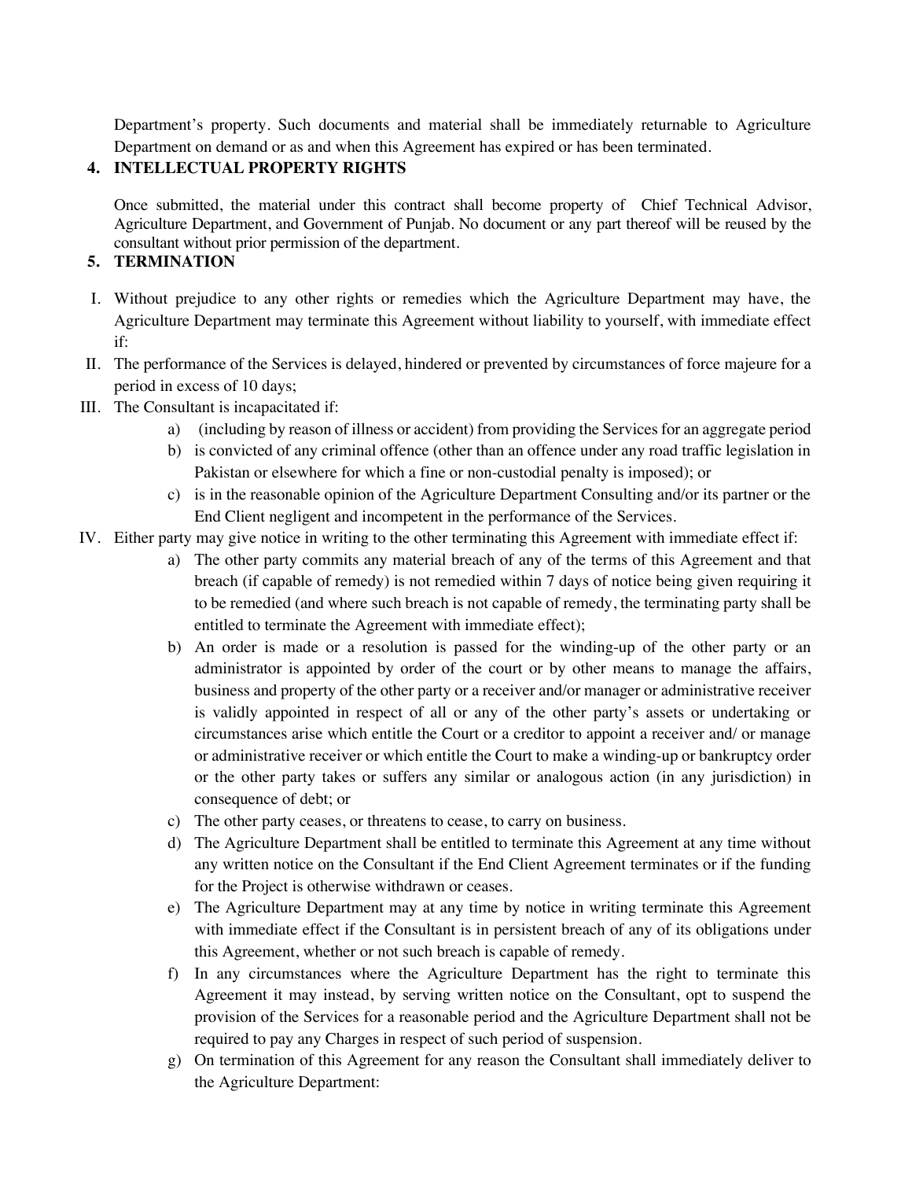Department's property. Such documents and material shall be immediately returnable to Agriculture Department on demand or as and when this Agreement has expired or has been terminated.

## 4. INTELLECTUAL PROPERTY RIGHTS

Once submitted, the material under this contract shall become property of Chief Technical Advisor, Agriculture Department, and Government of Punjab. No document or any part thereof will be reused by the consultant without prior permission of the department.

## 5. TERMINATION

I. Without prejudice to any other rights or remedies which the Agriculture Department may have, the Agriculture Department may terminate this Agreement without liability to yourself, with immediate effect if:

II. The performance of the Services is delayed, hindered or prevented by circumstances of force majeure for a period in excess of 10 days;

III. The Consultant is incapacitated if:
   - a) (including by reason of illness or accident) from providing the Services for an aggregate period
   - b) is convicted of any criminal offence (other than an offence under any road traffic legislation in Pakistan or elsewhere for which a fine or non-custodial penalty is imposed); or
   - c) is in the reasonable opinion of the Agriculture Department Consulting and/or its partner or the End Client negligent and incompetent in the performance of the Services.

IV. Either party may give notice in writing to the other terminating this Agreement with immediate effect if:
   - a) The other party commits any material breach of any of the terms of this Agreement and that breach (if capable of remedy) is not remedied within 7 days of notice being given requiring it to be remedied (and where such breach is not capable of remedy, the terminating party shall be entitled to terminate the Agreement with immediate effect);
   - b) An order is made or a resolution is passed for the winding-up of the other party or an administrator is appointed by order of the court or by other means to manage the affairs, business and property of the other party or a receiver and/or manager or administrative receiver is validly appointed in respect of all or any of the other party's assets or undertaking or circumstances arise which entitle the Court or a creditor to appoint a receiver and/ or manage or administrative receiver or which entitle the Court to make a winding-up or bankruptcy order or the other party takes or suffers any similar or analogous action (in any jurisdiction) in consequence of debt; or
   - c) The other party ceases, or threatens to cease, to carry on business.
   - d) The Agriculture Department shall be entitled to terminate this Agreement at any time without any written notice on the Consultant if the End Client Agreement terminates or if the funding for the Project is otherwise withdrawn or ceases.
   - e) The Agriculture Department may at any time by notice in writing terminate this Agreement with immediate effect if the Consultant is in persistent breach of any of its obligations under this Agreement, whether or not such breach is capable of remedy.
   - f) In any circumstances where the Agriculture Department has the right to terminate this Agreement it may instead, by serving written notice on the Consultant, opt to suspend the provision of the Services for a reasonable period and the Agriculture Department shall not be required to pay any Charges in respect of such period of suspension.
   - g) On termination of this Agreement for any reason the Consultant shall immediately deliver to the Agriculture Department: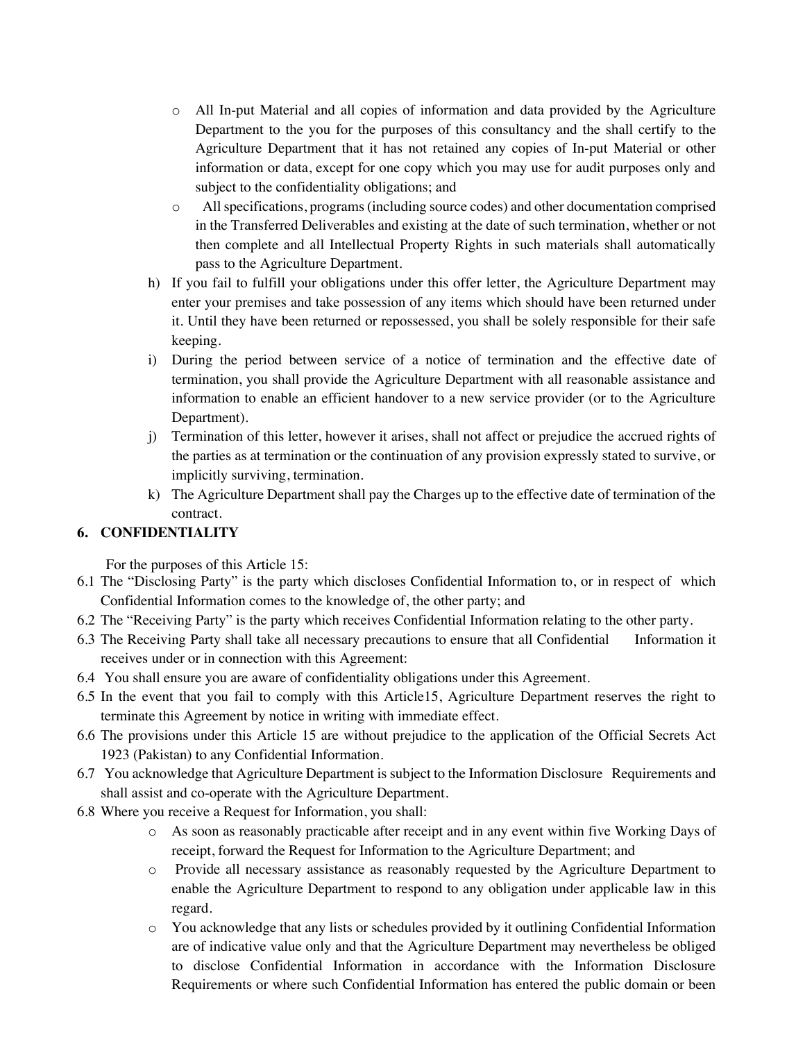- All In-put Material and all copies of information and data provided by the Agriculture Department to the you for the purposes of this consultancy and the shall certify to the Agriculture Department that it has not retained any copies of In-put Material or other information or data, except for one copy which you may use for audit purposes only and subject to the confidentiality obligations; and
- All specifications, programs (including source codes) and other documentation comprised in the Transferred Deliverables and existing at the date of such termination, whether or not then complete and all Intellectual Property Rights in such materials shall automatically pass to the Agriculture Department.

h) If you fail to fulfill your obligations under this offer letter, the Agriculture Department may enter your premises and take possession of any items which should have been returned under it. Until they have been returned or repossessed, you shall be solely responsible for their safe keeping.

i) During the period between service of a notice of termination and the effective date of termination, you shall provide the Agriculture Department with all reasonable assistance and information to enable an efficient handover to a new service provider (or to the Agriculture Department).

j) Termination of this letter, however it arises, shall not affect or prejudice the accrued rights of the parties as at termination or the continuation of any provision expressly stated to survive, or implicitly surviving, termination.

k) The Agriculture Department shall pay the Charges up to the effective date of termination of the contract.

## 6. CONFIDENTIALITY

For the purposes of this Article 15:

6.1 The "Disclosing Party" is the party which discloses Confidential Information to, or in respect of which Confidential Information comes to the knowledge of, the other party; and

6.2 The "Receiving Party" is the party which receives Confidential Information relating to the other party.

6.3 The Receiving Party shall take all necessary precautions to ensure that all Confidential Information it receives under or in connection with this Agreement:

6.4 You shall ensure you are aware of confidentiality obligations under this Agreement.

6.5 In the event that you fail to comply with this Article15, Agriculture Department reserves the right to terminate this Agreement by notice in writing with immediate effect.

6.6 The provisions under this Article 15 are without prejudice to the application of the Official Secrets Act 1923 (Pakistan) to any Confidential Information.

6.7 You acknowledge that Agriculture Department is subject to the Information Disclosure Requirements and shall assist and co-operate with the Agriculture Department.

6.8 Where you receive a Request for Information, you shall:

- As soon as reasonably practicable after receipt and in any event within five Working Days of receipt, forward the Request for Information to the Agriculture Department; and
- Provide all necessary assistance as reasonably requested by the Agriculture Department to enable the Agriculture Department to respond to any obligation under applicable law in this regard.
- You acknowledge that any lists or schedules provided by it outlining Confidential Information are of indicative value only and that the Agriculture Department may nevertheless be obliged to disclose Confidential Information in accordance with the Information Disclosure Requirements or where such Confidential Information has entered the public domain or been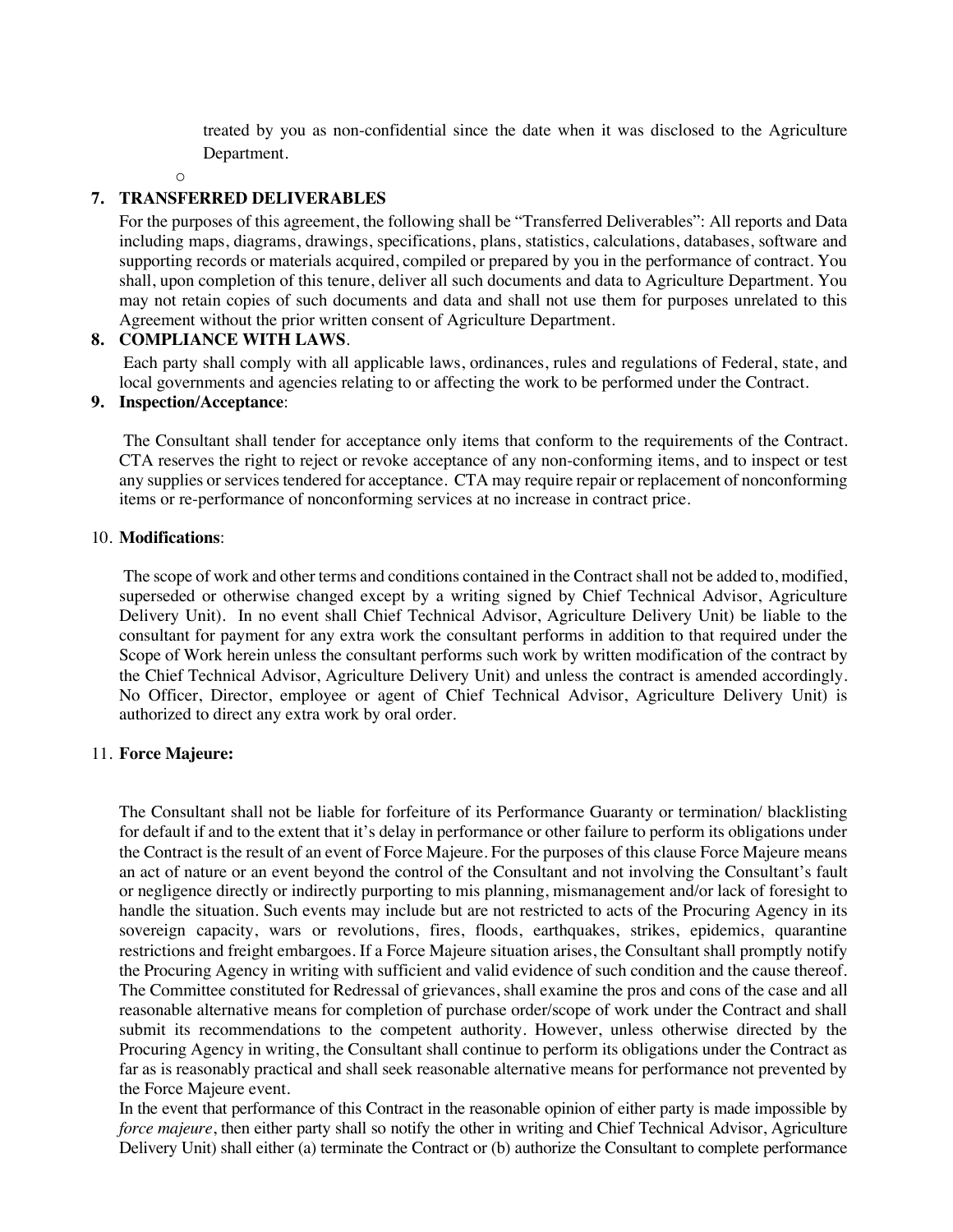treated by you as non-confidential since the date when it was disclosed to the Agriculture Department.

o

**7. TRANSFERRED DELIVERABLES**

For the purposes of this agreement, the following shall be "Transferred Deliverables": All reports and Data including maps, diagrams, drawings, specifications, plans, statistics, calculations, databases, software and supporting records or materials acquired, compiled or prepared by you in the performance of contract. You shall, upon completion of this tenure, deliver all such documents and data to Agriculture Department. You may not retain copies of such documents and data and shall not use them for purposes unrelated to this Agreement without the prior written consent of Agriculture Department.

**8. COMPLIANCE WITH LAWS**.

Each party shall comply with all applicable laws, ordinances, rules and regulations of Federal, state, and local governments and agencies relating to or affecting the work to be performed under the Contract.

**9. Inspection/Acceptance**:

The Consultant shall tender for acceptance only items that conform to the requirements of the Contract. CTA reserves the right to reject or revoke acceptance of any non-conforming items, and to inspect or test any supplies or services tendered for acceptance. CTA may require repair or replacement of nonconforming items or re-performance of nonconforming services at no increase in contract price.

10. **Modifications**:

The scope of work and other terms and conditions contained in the Contract shall not be added to, modified, superseded or otherwise changed except by a writing signed by Chief Technical Advisor, Agriculture Delivery Unit). In no event shall Chief Technical Advisor, Agriculture Delivery Unit) be liable to the consultant for payment for any extra work the consultant performs in addition to that required under the Scope of Work herein unless the consultant performs such work by written modification of the contract by the Chief Technical Advisor, Agriculture Delivery Unit) and unless the contract is amended accordingly. No Officer, Director, employee or agent of Chief Technical Advisor, Agriculture Delivery Unit) is authorized to direct any extra work by oral order.

11. **Force Majeure:**

The Consultant shall not be liable for forfeiture of its Performance Guaranty or termination/ blacklisting for default if and to the extent that it's delay in performance or other failure to perform its obligations under the Contract is the result of an event of Force Majeure. For the purposes of this clause Force Majeure means an act of nature or an event beyond the control of the Consultant and not involving the Consultant's fault or negligence directly or indirectly purporting to mis planning, mismanagement and/or lack of foresight to handle the situation. Such events may include but are not restricted to acts of the Procuring Agency in its sovereign capacity, wars or revolutions, fires, floods, earthquakes, strikes, epidemics, quarantine restrictions and freight embargoes. If a Force Majeure situation arises, the Consultant shall promptly notify the Procuring Agency in writing with sufficient and valid evidence of such condition and the cause thereof. The Committee constituted for Redressal of grievances, shall examine the pros and cons of the case and all reasonable alternative means for completion of purchase order/scope of work under the Contract and shall submit its recommendations to the competent authority. However, unless otherwise directed by the Procuring Agency in writing, the Consultant shall continue to perform its obligations under the Contract as far as is reasonably practical and shall seek reasonable alternative means for performance not prevented by the Force Majeure event.

In the event that performance of this Contract in the reasonable opinion of either party is made impossible by *force majeure*, then either party shall so notify the other in writing and Chief Technical Advisor, Agriculture Delivery Unit) shall either (a) terminate the Contract or (b) authorize the Consultant to complete performance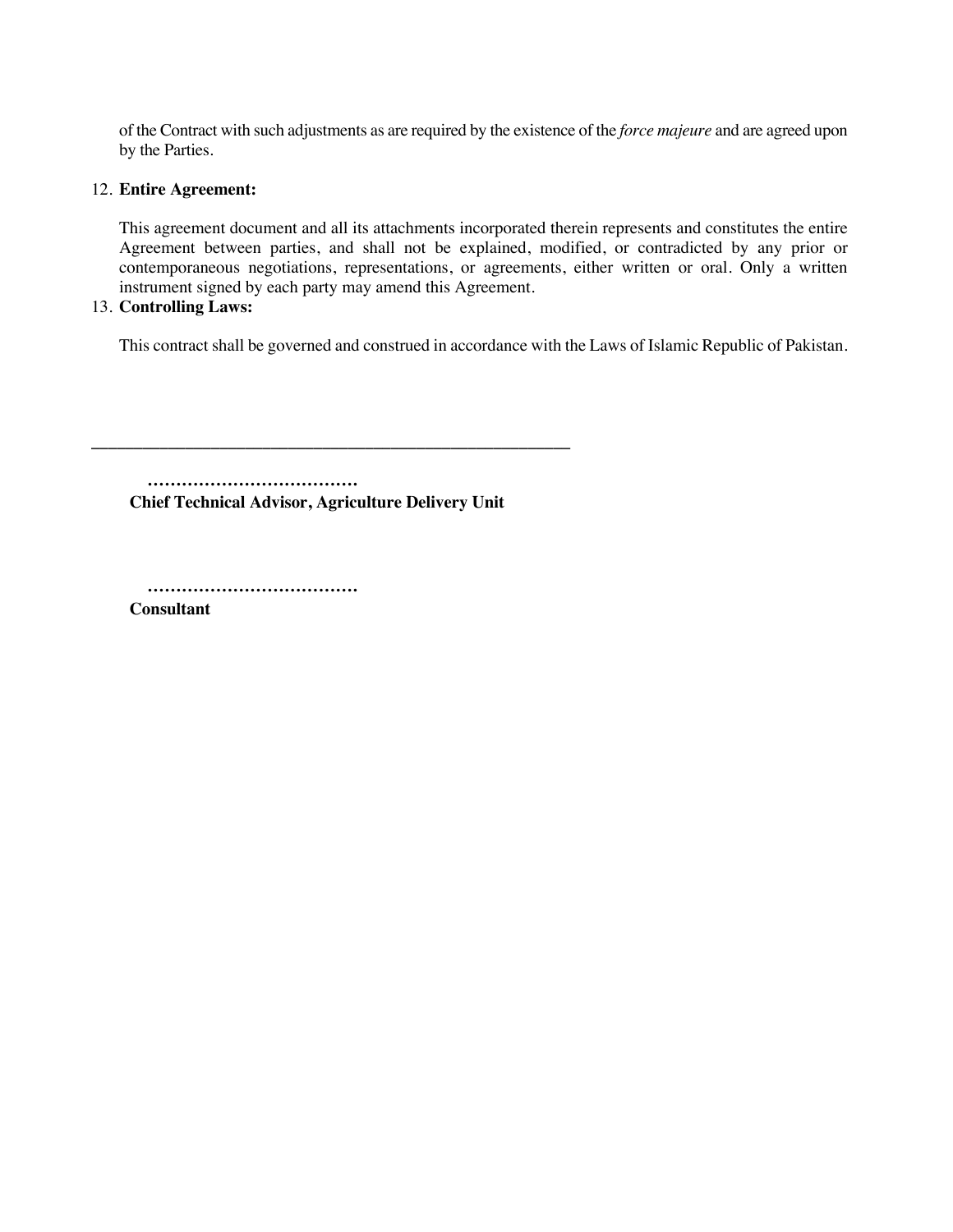of the Contract with such adjustments as are required by the existence of the *force majeure* and are agreed upon by the Parties.

12. **Entire Agreement:**

    This agreement document and all its attachments incorporated therein represents and constitutes the entire Agreement between parties, and shall not be explained, modified, or contradicted by any prior or contemporaneous negotiations, representations, or agreements, either written or oral. Only a written instrument signed by each party may amend this Agreement.

13. **Controlling Laws:**

    This contract shall be governed and construed in accordance with the Laws of Islamic Republic of Pakistan.

---

**………………………………**

**Chief Technical Advisor, Agriculture Delivery Unit**

**………………………………**

**Consultant**